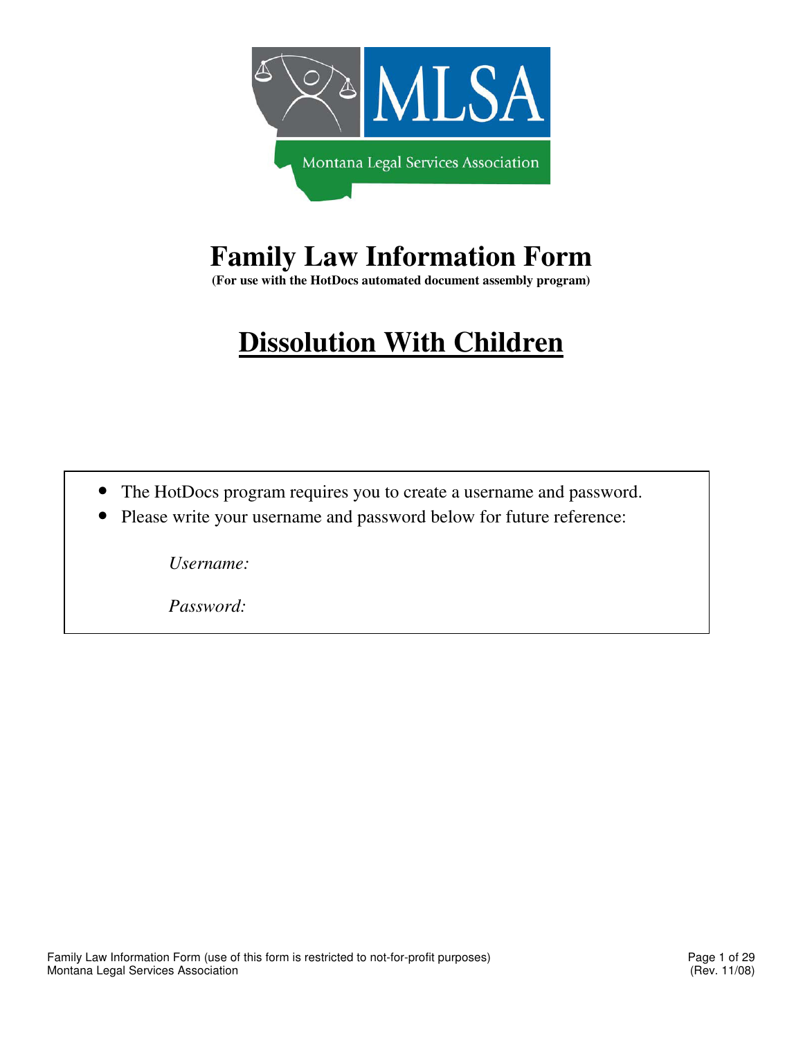MLSA

Montana Legal Services Association

# Family Law Information Form

**(For use with the HotDocs automated document assembly program)**

# <u>Dissolution With Children</u>

- The HotDocs program requires you to create a username and password.
- Please write your username and password below for future reference:

*Username:*

*Password:*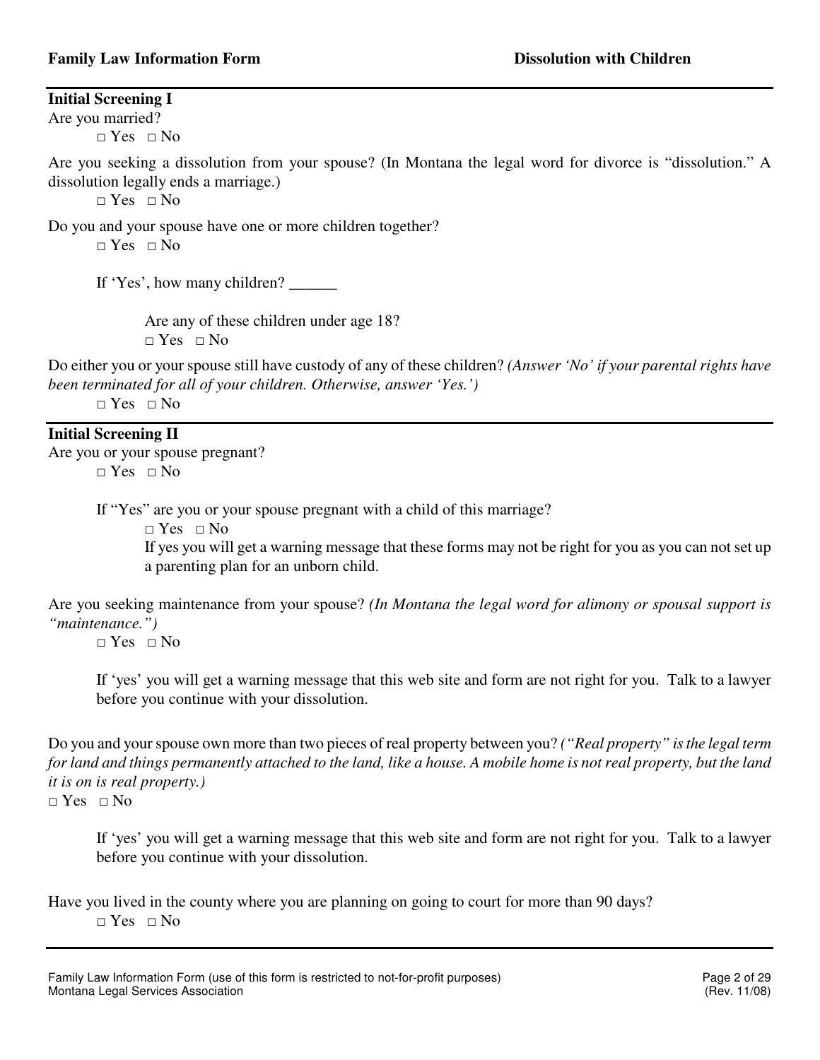**Family Law Information Form** **Dissolution with Children**

### Initial Screening I

Are you married?

□ Yes □ No

Are you seeking a dissolution from your spouse? (In Montana the legal word for divorce is "dissolution." A dissolution legally ends a marriage.)

□ Yes □ No

Do you and your spouse have one or more children together?

□ Yes □ No

If 'Yes', how many children? ______

Are any of these children under age 18?

□ Yes □ No

Do either you or your spouse still have custody of any of these children? *(Answer 'No' if your parental rights have been terminated for all of your children. Otherwise, answer 'Yes.')*

□ Yes □ No

### Initial Screening II

Are you or your spouse pregnant?

□ Yes □ No

If "Yes" are you or your spouse pregnant with a child of this marriage?

□ Yes □ No

If yes you will get a warning message that these forms may not be right for you as you can not set up a parenting plan for an unborn child.

Are you seeking maintenance from your spouse? *(In Montana the legal word for alimony or spousal support is "maintenance.")*

□ Yes □ No

If 'yes' you will get a warning message that this web site and form are not right for you. Talk to a lawyer before you continue with your dissolution.

Do you and your spouse own more than two pieces of real property between you? *("Real property" is the legal term for land and things permanently attached to the land, like a house. A mobile home is not real property, but the land it is on is real property.)*

□ Yes □ No

If 'yes' you will get a warning message that this web site and form are not right for you. Talk to a lawyer before you continue with your dissolution.

Have you lived in the county where you are planning on going to court for more than 90 days?

□ Yes □ No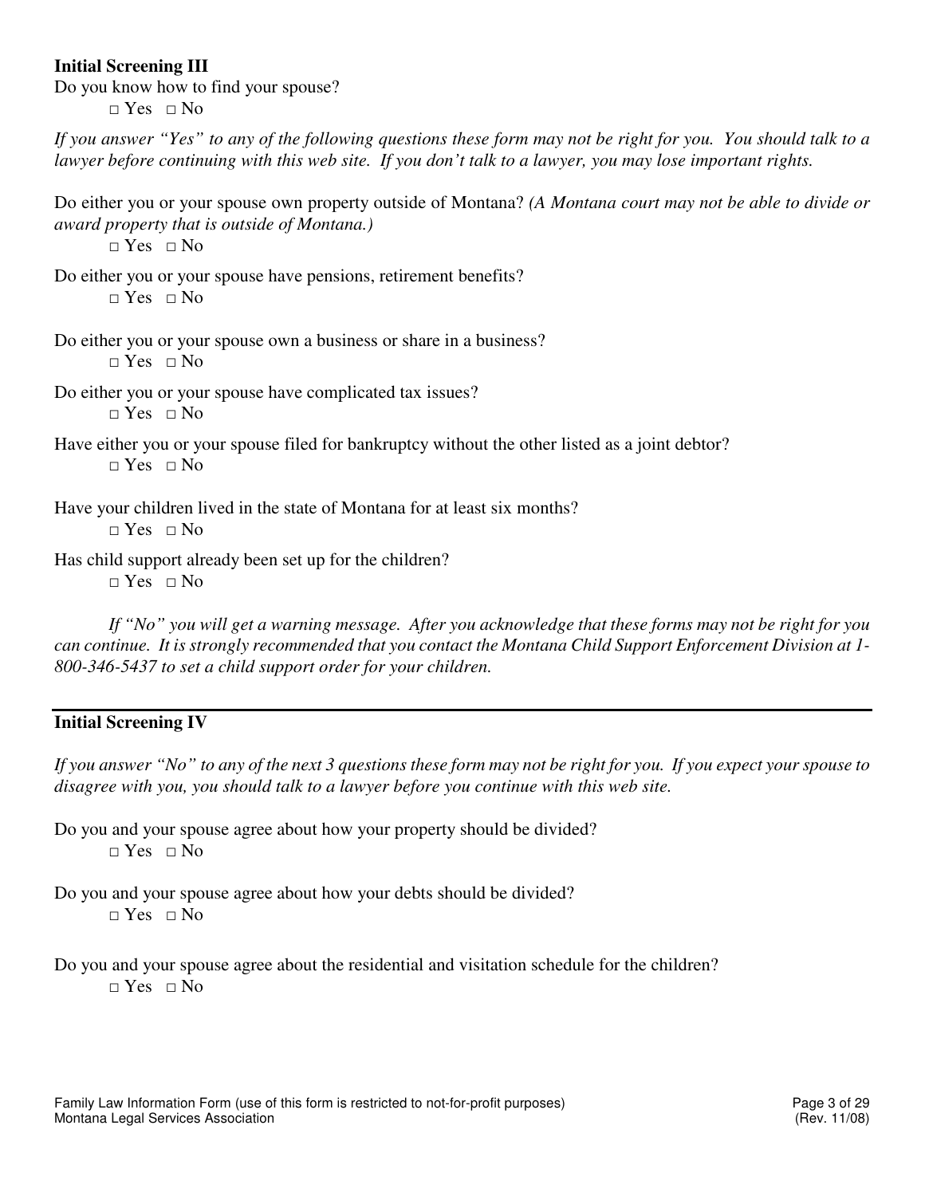**Initial Screening III**

Do you know how to find your spouse?

□ Yes □ No

*If you answer "Yes" to any of the following questions these form may not be right for you. You should talk to a lawyer before continuing with this web site. If you don't talk to a lawyer, you may lose important rights.*

Do either you or your spouse own property outside of Montana? *(A Montana court may not be able to divide or award property that is outside of Montana.)*

□ Yes □ No

Do either you or your spouse have pensions, retirement benefits?

□ Yes □ No

Do either you or your spouse own a business or share in a business?

□ Yes □ No

Do either you or your spouse have complicated tax issues?

□ Yes □ No

Have either you or your spouse filed for bankruptcy without the other listed as a joint debtor?

□ Yes □ No

Have your children lived in the state of Montana for at least six months?

□ Yes □ No

Has child support already been set up for the children?

□ Yes □ No

*If "No" you will get a warning message. After you acknowledge that these forms may not be right for you can continue. It is strongly recommended that you contact the Montana Child Support Enforcement Division at 1-800-346-5437 to set a child support order for your children.*

---

**Initial Screening IV**

*If you answer "No" to any of the next 3 questions these form may not be right for you. If you expect your spouse to disagree with you, you should talk to a lawyer before you continue with this web site.*

Do you and your spouse agree about how your property should be divided?

□ Yes □ No

Do you and your spouse agree about how your debts should be divided?

□ Yes □ No

Do you and your spouse agree about the residential and visitation schedule for the children?

□ Yes □ No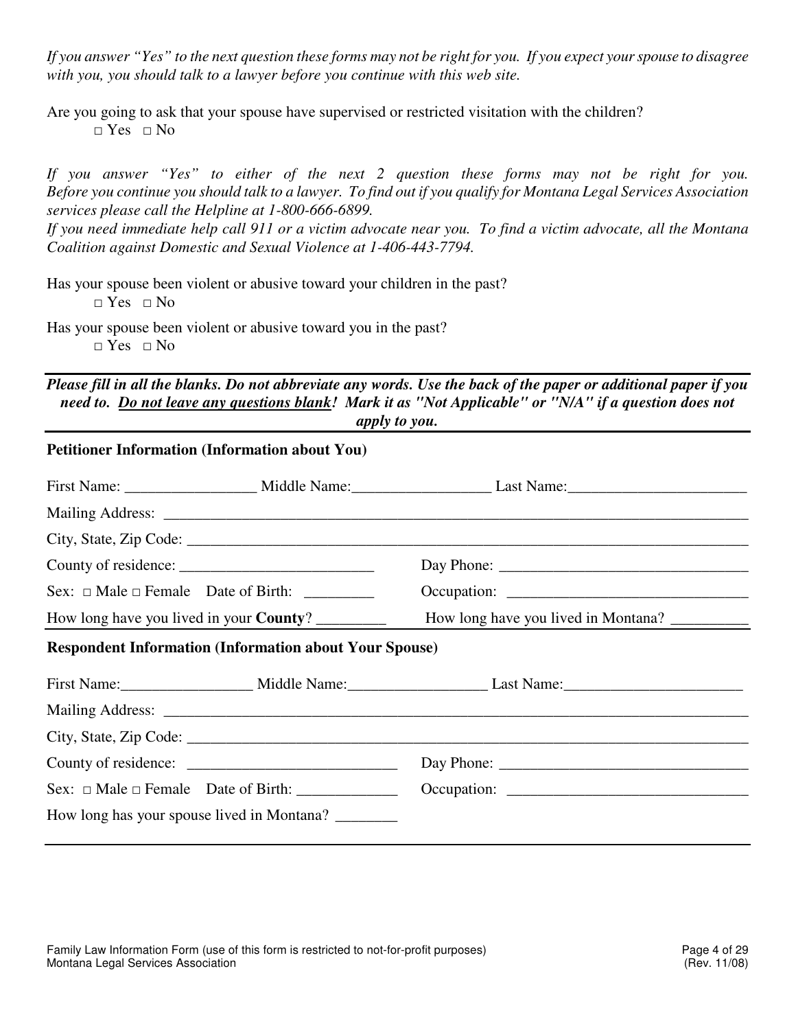*If you answer "Yes" to the next question these forms may not be right for you. If you expect your spouse to disagree with you, you should talk to a lawyer before you continue with this web site.*

Are you going to ask that your spouse have supervised or restricted visitation with the children?

□ Yes □ No

*If you answer "Yes" to either of the next 2 question these forms may not be right for you. Before you continue you should talk to a lawyer. To find out if you qualify for Montana Legal Services Association services please call the Helpline at 1-800-666-6899.*

*If you need immediate help call 911 or a victim advocate near you. To find a victim advocate, all the Montana Coalition against Domestic and Sexual Violence at 1-406-443-7794.*

Has your spouse been violent or abusive toward your children in the past?

□ Yes □ No

Has your spouse been violent or abusive toward you in the past?

□ Yes □ No

***Please fill in all the blanks. Do not abbreviate any words. Use the back of the paper or additional paper if you need to. <u>Do not leave any questions blank</u>! Mark it as "Not Applicable" or "N/A" if a question does not apply to you.***

**Petitioner Information (Information about You)**

First Name: _________________ Middle Name:__________________ Last Name:_______________________

Mailing Address: ______________________________________________________________________________

City, State, Zip Code: __________________________________________________________________________

County of residence: _________________________ Day Phone: _________________________________

Sex: □ Male □ Female Date of Birth: _________ Occupation: _______________________________

How long have you lived in your **County**? _________ How long have you lived in Montana? __________

**Respondent Information (Information about Your Spouse)**

First Name:_________________ Middle Name:__________________ Last Name:_______________________

Mailing Address: ______________________________________________________________________________

City, State, Zip Code: __________________________________________________________________________

County of residence: ___________________________ Day Phone: _________________________________

Sex: □ Male □ Female Date of Birth: _____________ Occupation: _______________________________

How long has your spouse lived in Montana? ________

Family Law Information Form (use of this form is restricted to not-for-profit purposes)
Montana Legal Services Association (Rev. 11/08)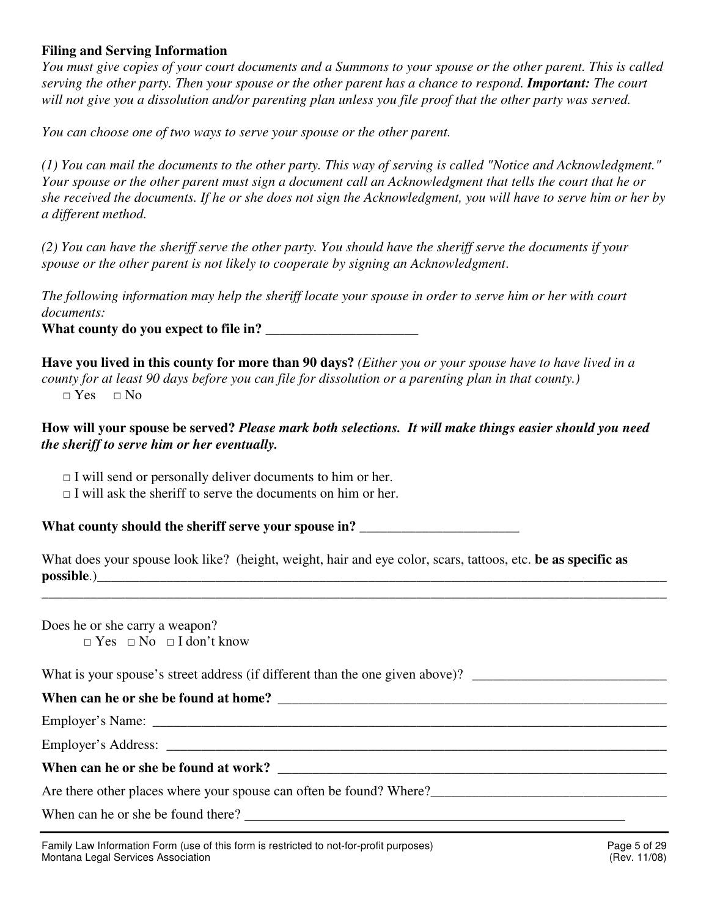**Filing and Serving Information**

*You must give copies of your court documents and a Summons to your spouse or the other parent. This is called serving the other party. Then your spouse or the other parent has a chance to respond.* ***Important:*** *The court will not give you a dissolution and/or parenting plan unless you file proof that the other party was served.*

*You can choose one of two ways to serve your spouse or the other parent.*

*(1) You can mail the documents to the other party. This way of serving is called "Notice and Acknowledgment." Your spouse or the other parent must sign a document call an Acknowledgment that tells the court that he or she received the documents. If he or she does not sign the Acknowledgment, you will have to serve him or her by a different method.*

*(2) You can have the sheriff serve the other party. You should have the sheriff serve the documents if your spouse or the other parent is not likely to cooperate by signing an Acknowledgment.*

*The following information may help the sheriff locate your spouse in order to serve him or her with court documents:*

**What county do you expect to file in?** ______________________

**Have you lived in this county for more than 90 days?** *(Either you or your spouse have to have lived in a county for at least 90 days before you can file for dissolution or a parenting plan in that county.)*

□ Yes  □ No

**How will your spouse be served?** ***Please mark both selections. It will make things easier should you need the sheriff to serve him or her eventually.***

□ I will send or personally deliver documents to him or her.
□ I will ask the sheriff to serve the documents on him or her.

**What county should the sheriff serve your spouse in?** _______________________

What does your spouse look like? (height, weight, hair and eye color, scars, tattoos, etc. **be as specific as possible**.)________________________________________________________________________________
________________________________________________________________________________________________

Does he or she carry a weapon?

□ Yes □ No □ I don't know

What is your spouse's street address (if different than the one given above)? ____________________________

**When can he or she be found at home?** ___________________________________________________________

Employer's Name: ___________________________________________________________________________

Employer's Address: _________________________________________________________________________

**When can he or she be found at work?** ___________________________________________________________

Are there other places where your spouse can often be found? Where?__________________________________

When can he or she be found there? _____________________________________________________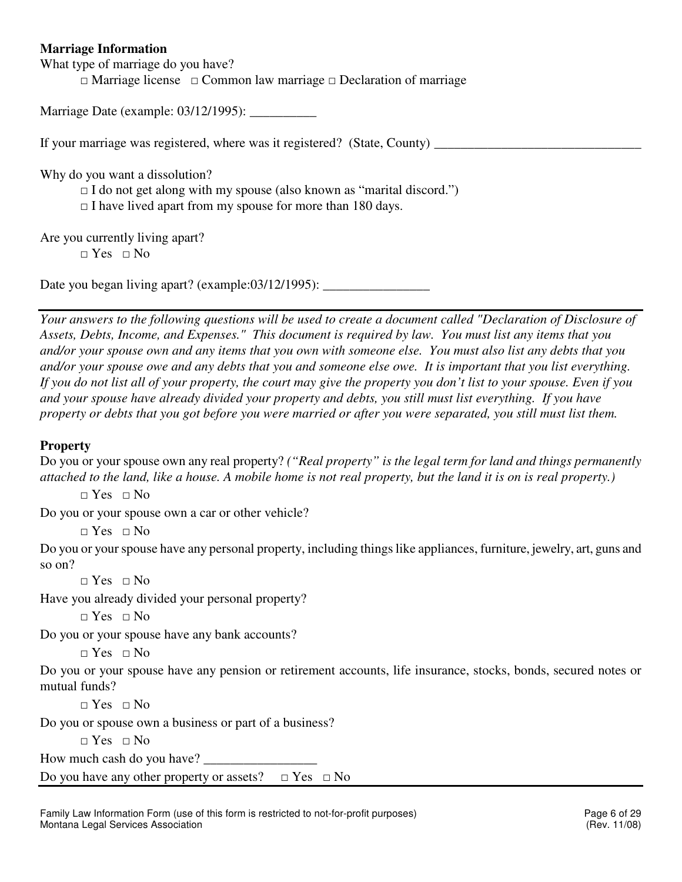**Marriage Information**

What type of marriage do you have?

□ Marriage license □ Common law marriage □ Declaration of marriage

Marriage Date (example: 03/12/1995): __________

If your marriage was registered, where was it registered? (State, County) _______________________________

Why do you want a dissolution?

□ I do not get along with my spouse (also known as "marital discord.")

□ I have lived apart from my spouse for more than 180 days.

Are you currently living apart?

□ Yes □ No

Date you began living apart? (example:03/12/1995): ________________

---

*Your answers to the following questions will be used to create a document called "Declaration of Disclosure of Assets, Debts, Income, and Expenses." This document is required by law. You must list any items that you and/or your spouse own and any items that you own with someone else. You must also list any debts that you and/or your spouse owe and any debts that you and someone else owe. It is important that you list everything. If you do not list all of your property, the court may give the property you don't list to your spouse. Even if you and your spouse have already divided your property and debts, you still must list everything. If you have property or debts that you got before you were married or after you were separated, you still must list them.*

**Property**

Do you or your spouse own any real property? *("Real property" is the legal term for land and things permanently attached to the land, like a house. A mobile home is not real property, but the land it is on is real property.)*

□ Yes □ No

Do you or your spouse own a car or other vehicle?

□ Yes □ No

Do you or your spouse have any personal property, including things like appliances, furniture, jewelry, art, guns and so on?

□ Yes □ No

Have you already divided your personal property?

□ Yes □ No

Do you or your spouse have any bank accounts?

□ Yes □ No

Do you or your spouse have any pension or retirement accounts, life insurance, stocks, bonds, secured notes or mutual funds?

□ Yes □ No

Do you or spouse own a business or part of a business?

□ Yes □ No

How much cash do you have? _________________

Do you have any other property or assets? □ Yes □ No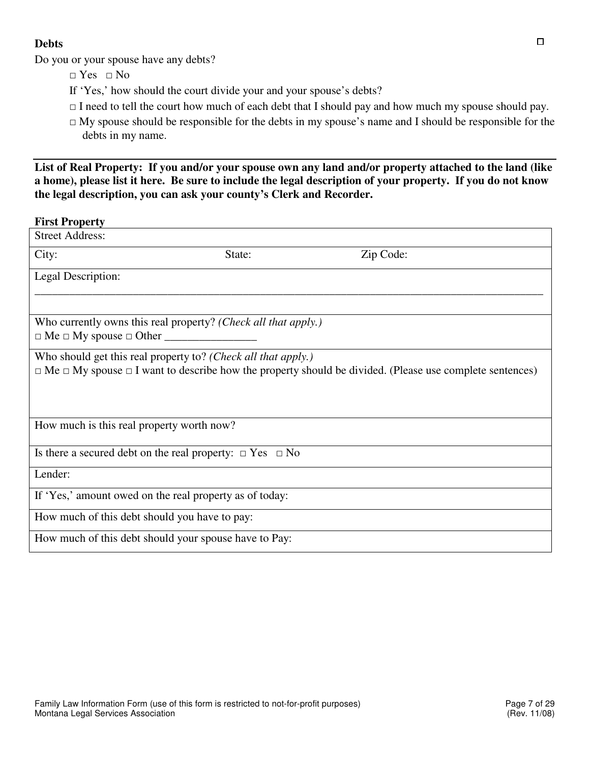**Debts**

Do you or your spouse have any debts?

□ Yes □ No

If 'Yes,' how should the court divide your and your spouse's debts?

□ I need to tell the court how much of each debt that I should pay and how much my spouse should pay.

□ My spouse should be responsible for the debts in my spouse's name and I should be responsible for the debts in my name.

---

**List of Real Property: If you and/or your spouse own any land and/or property attached to the land (like a home), please list it here. Be sure to include the legal description of your property. If you do not know the legal description, you can ask your county's Clerk and Recorder.**

**First Property**

| Street Address: | | |
|---|---|---|
| City: | State: | Zip Code: |
| Legal Description: ________________________________________________ | | |
| Who currently owns this real property? *(Check all that apply.)* □ Me □ My spouse □ Other ________________ | | |
| Who should get this real property to? *(Check all that apply.)* □ Me □ My spouse □ I want to describe how the property should be divided. (Please use complete sentences) | | |
| How much is this real property worth now? | | |
| Is there a secured debt on the real property: □ Yes □ No | | |
| Lender: | | |
| If 'Yes,' amount owed on the real property as of today: | | |
| How much of this debt should you have to pay: | | |
| How much of this debt should your spouse have to Pay: | | |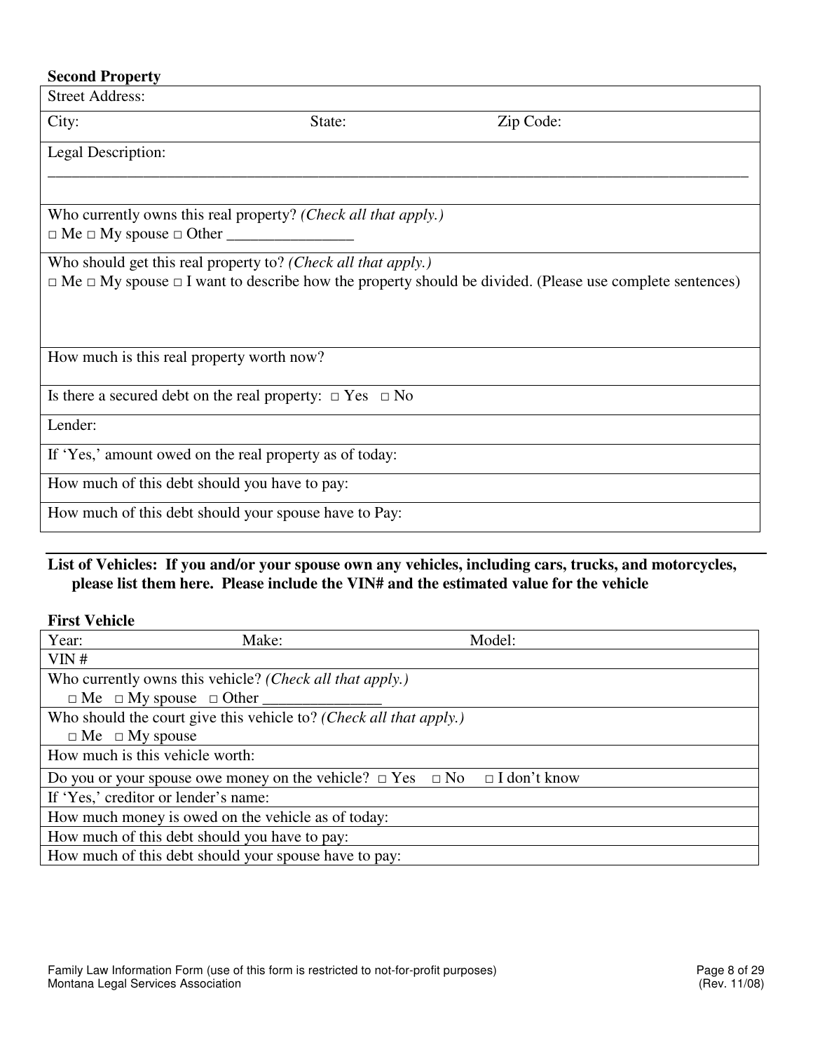**Second Property**

| Street Address: | | |
|---|---|---|
| City: | State: | Zip Code: |
| Legal Description: ________________________________________________ | | |
| Who currently owns this real property? *(Check all that apply.)*<br>□ Me □ My spouse □ Other ________________ | | |
| Who should get this real property to? *(Check all that apply.)*<br>□ Me □ My spouse □ I want to describe how the property should be divided. (Please use complete sentences) | | |
| How much is this real property worth now? | | |
| Is there a secured debt on the real property: □ Yes □ No | | |
| Lender: | | |
| If 'Yes,' amount owed on the real property as of today: | | |
| How much of this debt should you have to pay: | | |
| How much of this debt should your spouse have to Pay: | | |

**List of Vehicles: If you and/or your spouse own any vehicles, including cars, trucks, and motorcycles, please list them here. Please include the VIN# and the estimated value for the vehicle**

**First Vehicle**

| Year: | Make: | Model: |
|---|---|---|
| VIN # | | |
| Who currently owns this vehicle? *(Check all that apply.)*<br>□ Me □ My spouse □ Other _______________ | | |
| Who should the court give this vehicle to? *(Check all that apply.)*<br>□ Me □ My spouse | | |
| How much is this vehicle worth: | | |
| Do you or your spouse owe money on the vehicle? □ Yes □ No □ I don't know | | |
| If 'Yes,' creditor or lender's name: | | |
| How much money is owed on the vehicle as of today: | | |
| How much of this debt should you have to pay: | | |
| How much of this debt should your spouse have to pay: | | |

Family Law Information Form (use of this form is restricted to not-for-profit purposes)
Montana Legal Services Association (Rev. 11/08)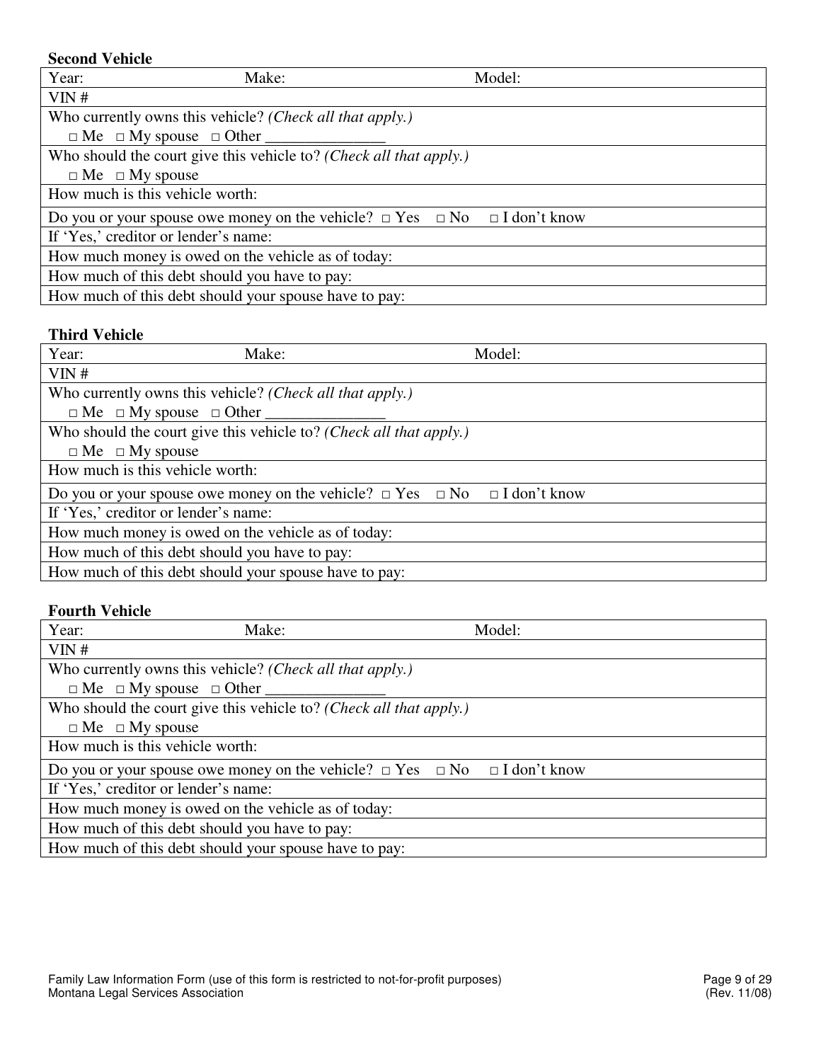**Second Vehicle**

| Year: Make: Model: |
|---|
| VIN # |
| Who currently owns this vehicle? *(Check all that apply.)*<br>□ Me □ My spouse □ Other _______________ |
| Who should the court give this vehicle to? *(Check all that apply.)*<br>□ Me □ My spouse |
| How much is this vehicle worth: |
| Do you or your spouse owe money on the vehicle? □ Yes □ No □ I don't know |
| If 'Yes,' creditor or lender's name: |
| How much money is owed on the vehicle as of today: |
| How much of this debt should you have to pay: |
| How much of this debt should your spouse have to pay: |

**Third Vehicle**

| Year: Make: Model: |
|---|
| VIN # |
| Who currently owns this vehicle? *(Check all that apply.)*<br>□ Me □ My spouse □ Other _______________ |
| Who should the court give this vehicle to? *(Check all that apply.)*<br>□ Me □ My spouse |
| How much is this vehicle worth: |
| Do you or your spouse owe money on the vehicle? □ Yes □ No □ I don't know |
| If 'Yes,' creditor or lender's name: |
| How much money is owed on the vehicle as of today: |
| How much of this debt should you have to pay: |
| How much of this debt should your spouse have to pay: |

**Fourth Vehicle**

| Year: Make: Model: |
|---|
| VIN # |
| Who currently owns this vehicle? *(Check all that apply.)*<br>□ Me □ My spouse □ Other _______________ |
| Who should the court give this vehicle to? *(Check all that apply.)*<br>□ Me □ My spouse |
| How much is this vehicle worth: |
| Do you or your spouse owe money on the vehicle? □ Yes □ No □ I don't know |
| If 'Yes,' creditor or lender's name: |
| How much money is owed on the vehicle as of today: |
| How much of this debt should you have to pay: |
| How much of this debt should your spouse have to pay: |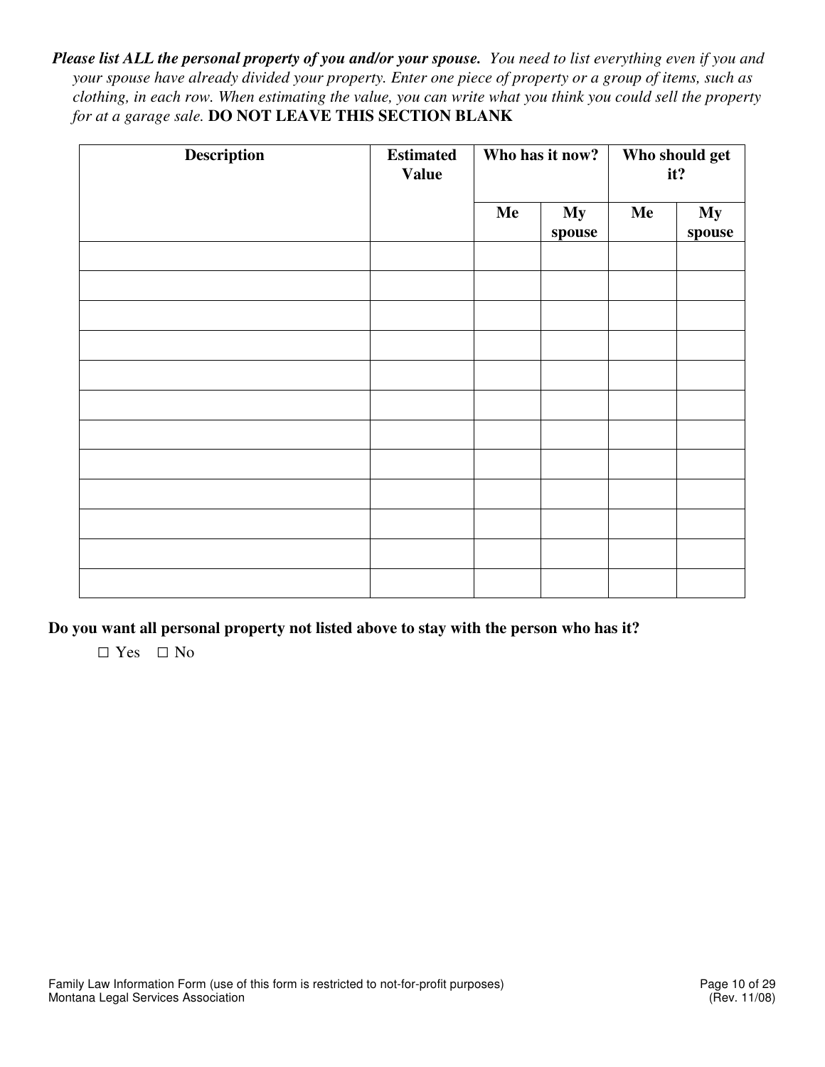***Please list ALL the personal property of you and/or your spouse.*** *You need to list everything even if you and your spouse have already divided your property. Enter one piece of property or a group of items, such as clothing, in each row. When estimating the value, you can write what you think you could sell the property for at a garage sale.* **DO NOT LEAVE THIS SECTION BLANK**

| **Description** | **Estimated Value** | **Who has it now?** | | **Who should get it?** | |
|---|---|---|---|---|---|
| | | **Me** | **My spouse** | **Me** | **My spouse** |
| | | | | | |
| | | | | | |
| | | | | | |
| | | | | | |
| | | | | | |
| | | | | | |
| | | | | | |
| | | | | | |
| | | | | | |
| | | | | | |
| | | | | | |
| | | | | | |

**Do you want all personal property not listed above to stay with the person who has it?**

☐ Yes ☐ No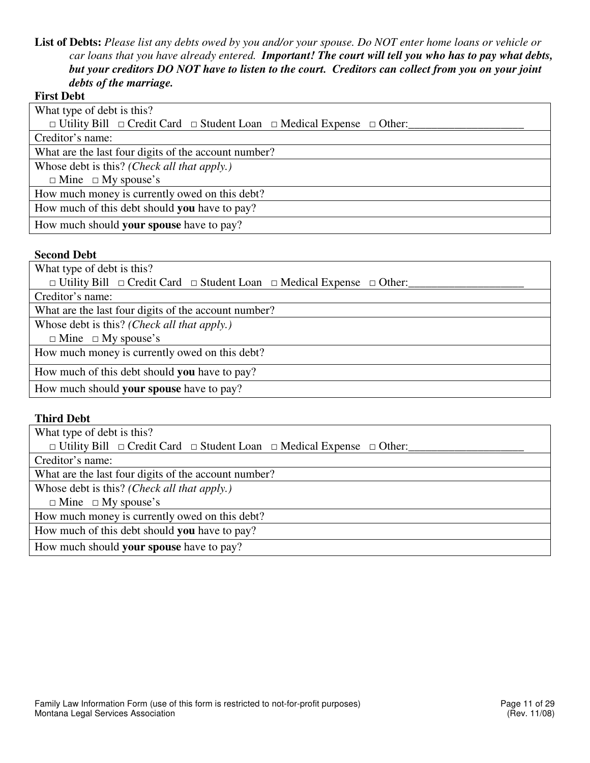**List of Debts:** *Please list any debts owed by you and/or your spouse. Do NOT enter home loans or vehicle or car loans that you have already entered.* ***Important! The court will tell you who has to pay what debts, but your creditors DO NOT have to listen to the court. Creditors can collect from you on your joint debts of the marriage.***

**First Debt**

| What type of debt is this?<br>□ Utility Bill □ Credit Card □ Student Loan □ Medical Expense □ Other:____________________ |
|---|
| Creditor's name: |
| What are the last four digits of the account number? |
| Whose debt is this? *(Check all that apply.)*<br>□ Mine □ My spouse's |
| How much money is currently owed on this debt? |
| How much of this debt should **you** have to pay? |
| How much should **your spouse** have to pay? |

**Second Debt**

| What type of debt is this?<br>□ Utility Bill □ Credit Card □ Student Loan □ Medical Expense □ Other:____________________ |
|---|
| Creditor's name: |
| What are the last four digits of the account number? |
| Whose debt is this? *(Check all that apply.)*<br>□ Mine □ My spouse's |
| How much money is currently owed on this debt? |
| How much of this debt should **you** have to pay? |
| How much should **your spouse** have to pay? |

**Third Debt**

| What type of debt is this?<br>□ Utility Bill □ Credit Card □ Student Loan □ Medical Expense □ Other:____________________ |
|---|
| Creditor's name: |
| What are the last four digits of the account number? |
| Whose debt is this? *(Check all that apply.)*<br>□ Mine □ My spouse's |
| How much money is currently owed on this debt? |
| How much of this debt should **you** have to pay? |
| How much should **your spouse** have to pay? |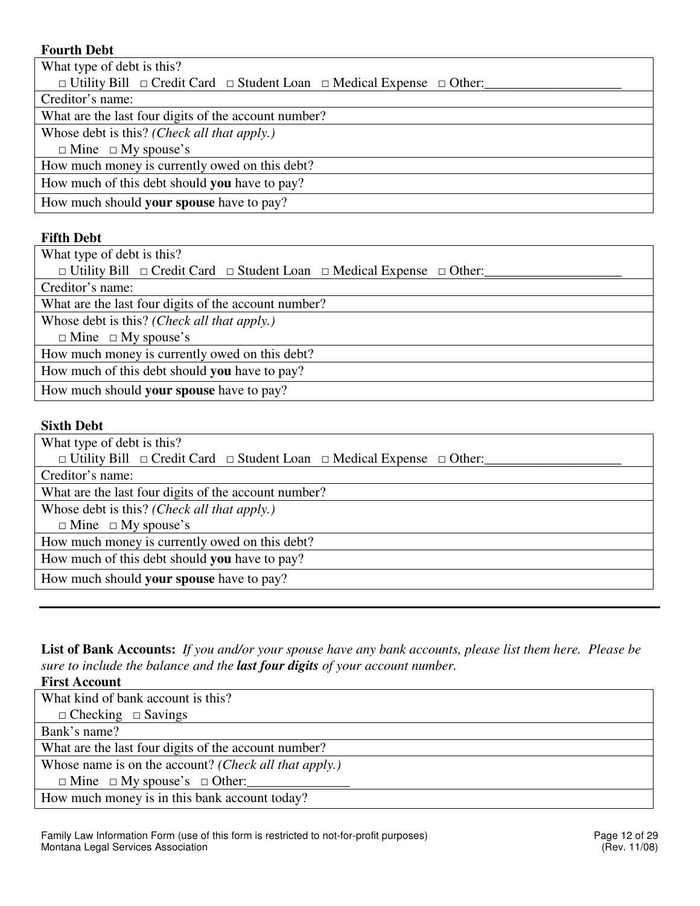**Fourth Debt**

| What type of debt is this?<br>□ Utility Bill □ Credit Card □ Student Loan □ Medical Expense □ Other:____________________ |
|---|
| Creditor's name: |
| What are the last four digits of the account number? |
| Whose debt is this? *(Check all that apply.)*<br>□ Mine □ My spouse's |
| How much money is currently owed on this debt? |
| How much of this debt should **you** have to pay? |
| How much should **your spouse** have to pay? |

**Fifth Debt**

| What type of debt is this?<br>□ Utility Bill □ Credit Card □ Student Loan □ Medical Expense □ Other:____________________ |
|---|
| Creditor's name: |
| What are the last four digits of the account number? |
| Whose debt is this? *(Check all that apply.)*<br>□ Mine □ My spouse's |
| How much money is currently owed on this debt? |
| How much of this debt should **you** have to pay? |
| How much should **your spouse** have to pay? |

**Sixth Debt**

| What type of debt is this?<br>□ Utility Bill □ Credit Card □ Student Loan □ Medical Expense □ Other:____________________ |
|---|
| Creditor's name: |
| What are the last four digits of the account number? |
| Whose debt is this? *(Check all that apply.)*<br>□ Mine □ My spouse's |
| How much money is currently owed on this debt? |
| How much of this debt should **you** have to pay? |
| How much should **your spouse** have to pay? |

---

**List of Bank Accounts:** *If you and/or your spouse have any bank accounts, please list them here. Please be sure to include the balance and the **last four digits** of your account number.*

**First Account**

| What kind of bank account is this?<br>□ Checking □ Savings |
|---|
| Bank's name? |
| What are the last four digits of the account number? |
| Whose name is on the account? *(Check all that apply.)*<br>□ Mine □ My spouse's □ Other:_______________ |
| How much money is in this bank account today? |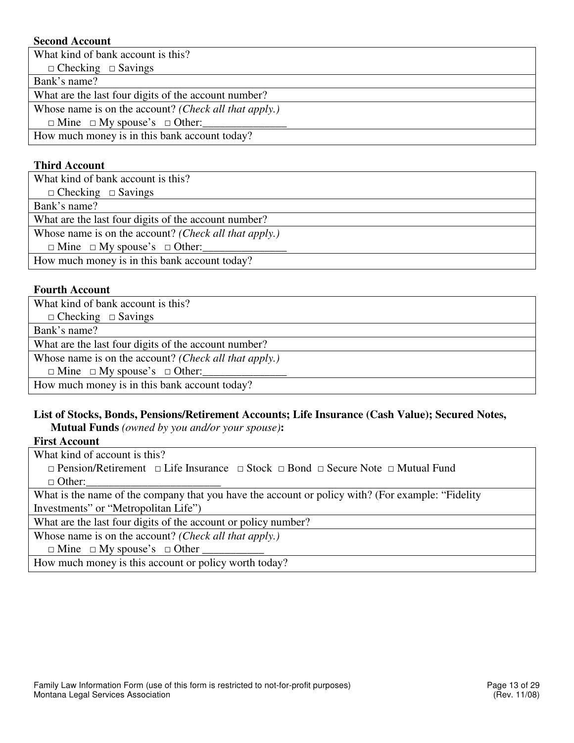**Second Account**

| What kind of bank account is this?<br>□ Checking □ Savings |
|---|
| Bank's name? |
| What are the last four digits of the account number? |
| Whose name is on the account? *(Check all that apply.)*<br>□ Mine □ My spouse's □ Other:_______________ |
| How much money is in this bank account today? |

**Third Account**

| What kind of bank account is this?<br>□ Checking □ Savings |
|---|
| Bank's name? |
| What are the last four digits of the account number? |
| Whose name is on the account? *(Check all that apply.)*<br>□ Mine □ My spouse's □ Other:_______________ |
| How much money is in this bank account today? |

**Fourth Account**

| What kind of bank account is this?<br>□ Checking □ Savings |
|---|
| Bank's name? |
| What are the last four digits of the account number? |
| Whose name is on the account? *(Check all that apply.)*<br>□ Mine □ My spouse's □ Other:_______________ |
| How much money is in this bank account today? |

**List of Stocks, Bonds, Pensions/Retirement Accounts; Life Insurance (Cash Value); Secured Notes, Mutual Funds** *(owned by you and/or your spouse)***:**

**First Account**

| What kind of account is this?<br>□ Pension/Retirement □ Life Insurance □ Stock □ Bond □ Secure Note □ Mutual Fund<br>□ Other:________________________ |
|---|
| What is the name of the company that you have the account or policy with? (For example: "Fidelity Investments" or "Metropolitan Life") |
| What are the last four digits of the account or policy number? |
| Whose name is on the account? *(Check all that apply.)*<br>□ Mine □ My spouse's □ Other ___________ |
| How much money is this account or policy worth today? |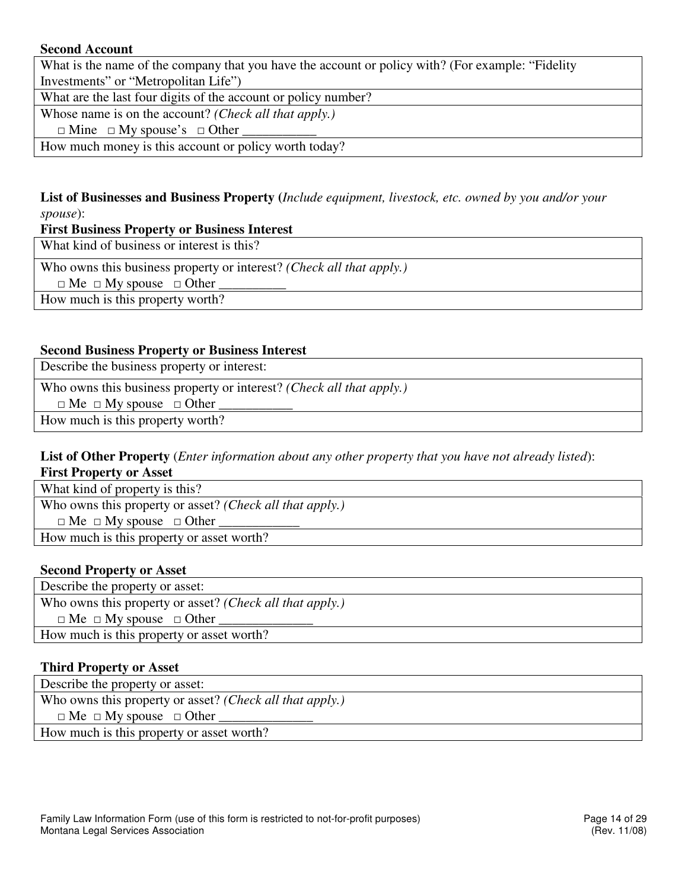**Second Account**

| What is the name of the company that you have the account or policy with? (For example: "Fidelity Investments" or "Metropolitan Life") |
|---|
| What are the last four digits of the account or policy number? |
| Whose name is on the account? *(Check all that apply.)*<br>□ Mine □ My spouse's □ Other ___________ |
| How much money is this account or policy worth today? |

**List of Businesses and Business Property (***Include equipment, livestock, etc. owned by you and/or your spouse***)**:

**First Business Property or Business Interest**

| What kind of business or interest is this? |
|---|
| Who owns this business property or interest? *(Check all that apply.)*<br>□ Me □ My spouse □ Other __________ |
| How much is this property worth? |

**Second Business Property or Business Interest**

| Describe the business property or interest: |
|---|
| Who owns this business property or interest? *(Check all that apply.)*<br>□ Me □ My spouse □ Other ___________ |
| How much is this property worth? |

**List of Other Property** (*Enter information about any other property that you have not already listed*):

**First Property or Asset**

| What kind of property is this? |
|---|
| Who owns this property or asset? *(Check all that apply.)*<br>□ Me □ My spouse □ Other ____________ |
| How much is this property or asset worth? |

**Second Property or Asset**

| Describe the property or asset: |
|---|
| Who owns this property or asset? *(Check all that apply.)*<br>□ Me □ My spouse □ Other ______________ |
| How much is this property or asset worth? |

**Third Property or Asset**

| Describe the property or asset: |
|---|
| Who owns this property or asset? *(Check all that apply.)*<br>□ Me □ My spouse □ Other ______________ |
| How much is this property or asset worth? |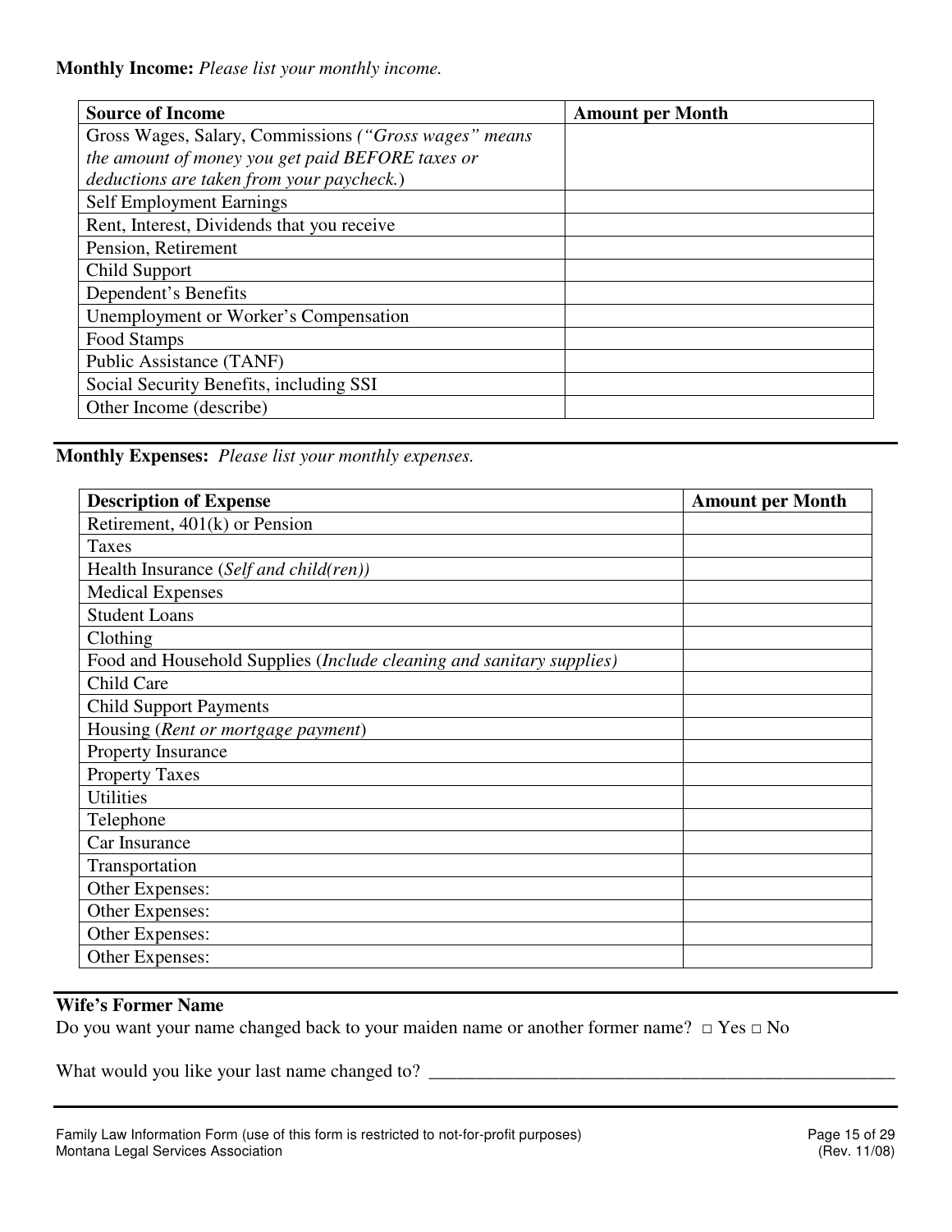**Monthly Income:** *Please list your monthly income.*

| Source of Income | Amount per Month |
|---|---|
| Gross Wages, Salary, Commissions *("Gross wages" means the amount of money you get paid BEFORE taxes or deductions are taken from your paycheck.*) | |
| Self Employment Earnings | |
| Rent, Interest, Dividends that you receive | |
| Pension, Retirement | |
| Child Support | |
| Dependent's Benefits | |
| Unemployment or Worker's Compensation | |
| Food Stamps | |
| Public Assistance (TANF) | |
| Social Security Benefits, including SSI | |
| Other Income (describe) | |

**Monthly Expenses:** *Please list your monthly expenses.*

| Description of Expense | Amount per Month |
|---|---|
| Retirement, 401(k) or Pension | |
| Taxes | |
| Health Insurance (*Self and child(ren)*) | |
| Medical Expenses | |
| Student Loans | |
| Clothing | |
| Food and Household Supplies (*Include cleaning and sanitary supplies*) | |
| Child Care | |
| Child Support Payments | |
| Housing (*Rent or mortgage payment*) | |
| Property Insurance | |
| Property Taxes | |
| Utilities | |
| Telephone | |
| Car Insurance | |
| Transportation | |
| Other Expenses: | |
| Other Expenses: | |
| Other Expenses: | |
| Other Expenses: | |

**Wife's Former Name**

Do you want your name changed back to your maiden name or another former name? □ Yes □ No

What would you like your last name changed to? ____________________________________________________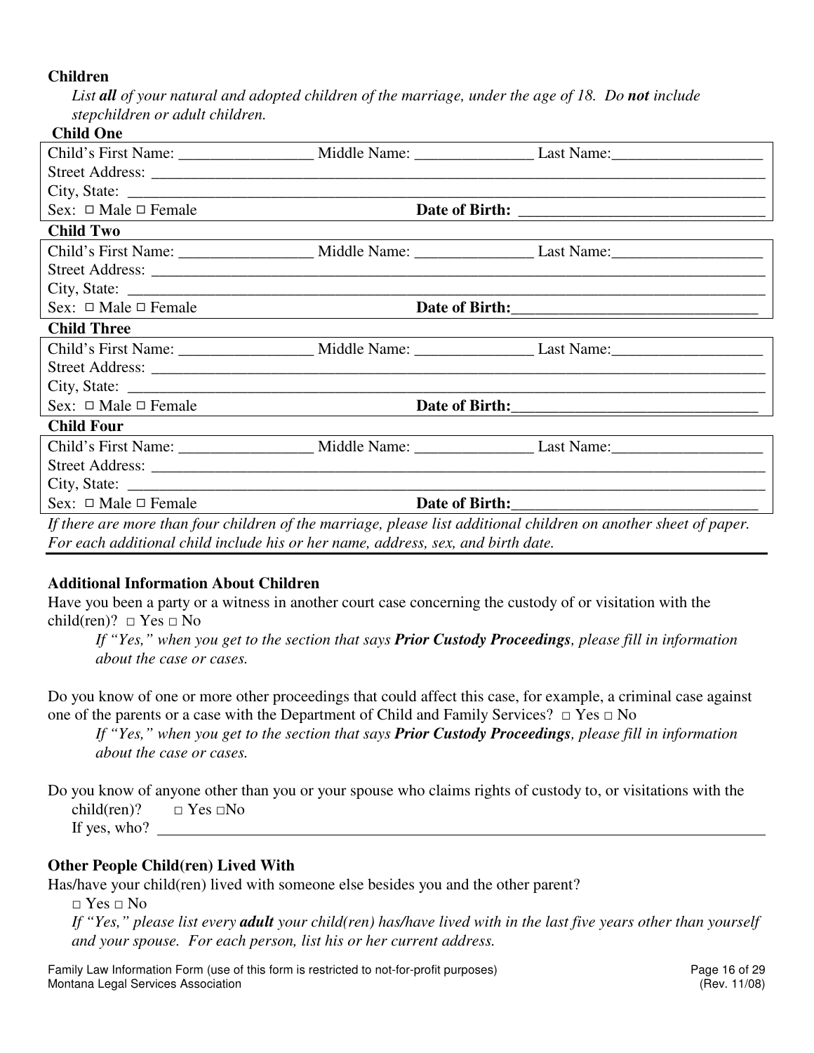**Children**

*List **all** of your natural and adopted children of the marriage, under the age of 18. Do **not** include stepchildren or adult children.*

**Child One**

Child's First Name: _________________ Middle Name: _______________ Last Name:___________________

Street Address: ________________________________________________________________________

City, State: ___________________________________________________________________________

Sex: □ Male □ Female **Date of Birth:** _______________________________

**Child Two**

Child's First Name: _________________ Middle Name: _______________ Last Name:___________________

Street Address: ________________________________________________________________________

City, State: ___________________________________________________________________________

Sex: □ Male □ Female **Date of Birth:**_______________________________

**Child Three**

Child's First Name: _________________ Middle Name: _______________ Last Name:___________________

Street Address: ________________________________________________________________________

City, State: ___________________________________________________________________________

Sex: □ Male □ Female **Date of Birth:**_______________________________

**Child Four**

Child's First Name: _________________ Middle Name: _______________ Last Name:___________________

Street Address: ________________________________________________________________________

City, State: ___________________________________________________________________________

Sex: □ Male □ Female **Date of Birth:**_______________________________

*If there are more than four children of the marriage, please list additional children on another sheet of paper. For each additional child include his or her name, address, sex, and birth date.*

---

**Additional Information About Children**

Have you been a party or a witness in another court case concerning the custody of or visitation with the child(ren)? □ Yes □ No

*If "Yes," when you get to the section that says **Prior Custody Proceedings**, please fill in information about the case or cases.*

Do you know of one or more other proceedings that could affect this case, for example, a criminal case against one of the parents or a case with the Department of Child and Family Services? □ Yes □ No

*If "Yes," when you get to the section that says **Prior Custody Proceedings**, please fill in information about the case or cases.*

Do you know of anyone other than you or your spouse who claims rights of custody to, or visitations with the child(ren)? □ Yes □No

If yes, who? ____________________________________________________________________________

**Other People Child(ren) Lived With**

Has/have your child(ren) lived with someone else besides you and the other parent?

□ Yes □ No

*If "Yes," please list every **adult** your child(ren) has/have lived with in the last five years other than yourself and your spouse. For each person, list his or her current address.*

Family Law Information Form (use of this form is restricted to not-for-profit purposes)
Montana Legal Services Association
(Rev. 11/08)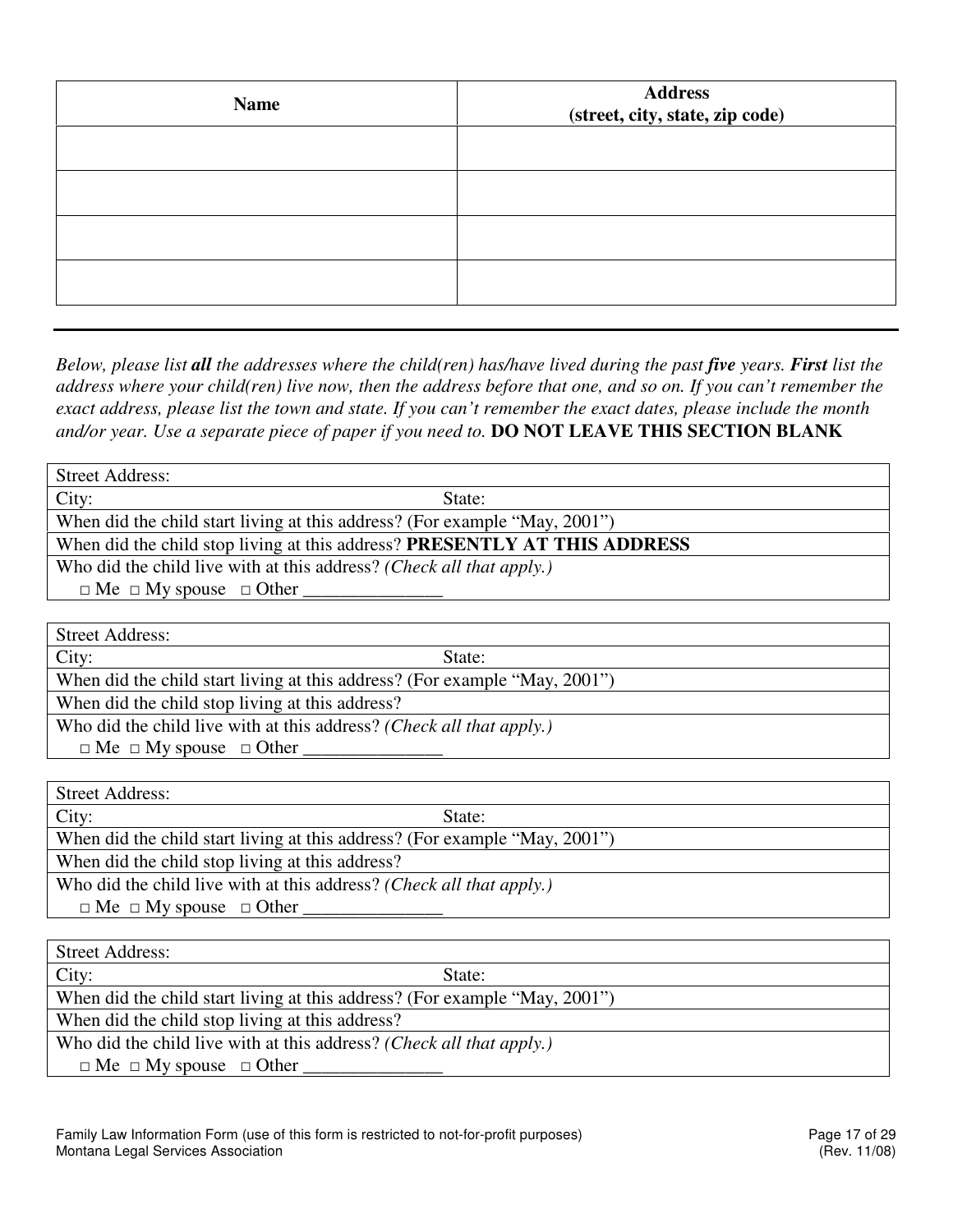| Name | Address (street, city, state, zip code) |
| --- | --- |
| | |
| | |
| | |
| | |

---

*Below, please list **all** the addresses where the child(ren) has/have lived during the past **five** years. **First** list the address where your child(ren) live now, then the address before that one, and so on. If you can't remember the exact address, please list the town and state. If you can't remember the exact dates, please include the month and/or year. Use a separate piece of paper if you need to.* **DO NOT LEAVE THIS SECTION BLANK**

| Street Address: | |
| --- | --- |
| City: | State: |
| When did the child start living at this address? (For example "May, 2001") | |
| When did the child stop living at this address? **PRESENTLY AT THIS ADDRESS** | |
| Who did the child live with at this address? *(Check all that apply.)*<br>□ Me □ My spouse □ Other _______________ | |

| Street Address: | |
| --- | --- |
| City: | State: |
| When did the child start living at this address? (For example "May, 2001") | |
| When did the child stop living at this address? | |
| Who did the child live with at this address? *(Check all that apply.)*<br>□ Me □ My spouse □ Other _______________ | |

| Street Address: | |
| --- | --- |
| City: | State: |
| When did the child start living at this address? (For example "May, 2001") | |
| When did the child stop living at this address? | |
| Who did the child live with at this address? *(Check all that apply.)*<br>□ Me □ My spouse □ Other _______________ | |

| Street Address: | |
| --- | --- |
| City: | State: |
| When did the child start living at this address? (For example "May, 2001") | |
| When did the child stop living at this address? | |
| Who did the child live with at this address? *(Check all that apply.)*<br>□ Me □ My spouse □ Other _______________ | |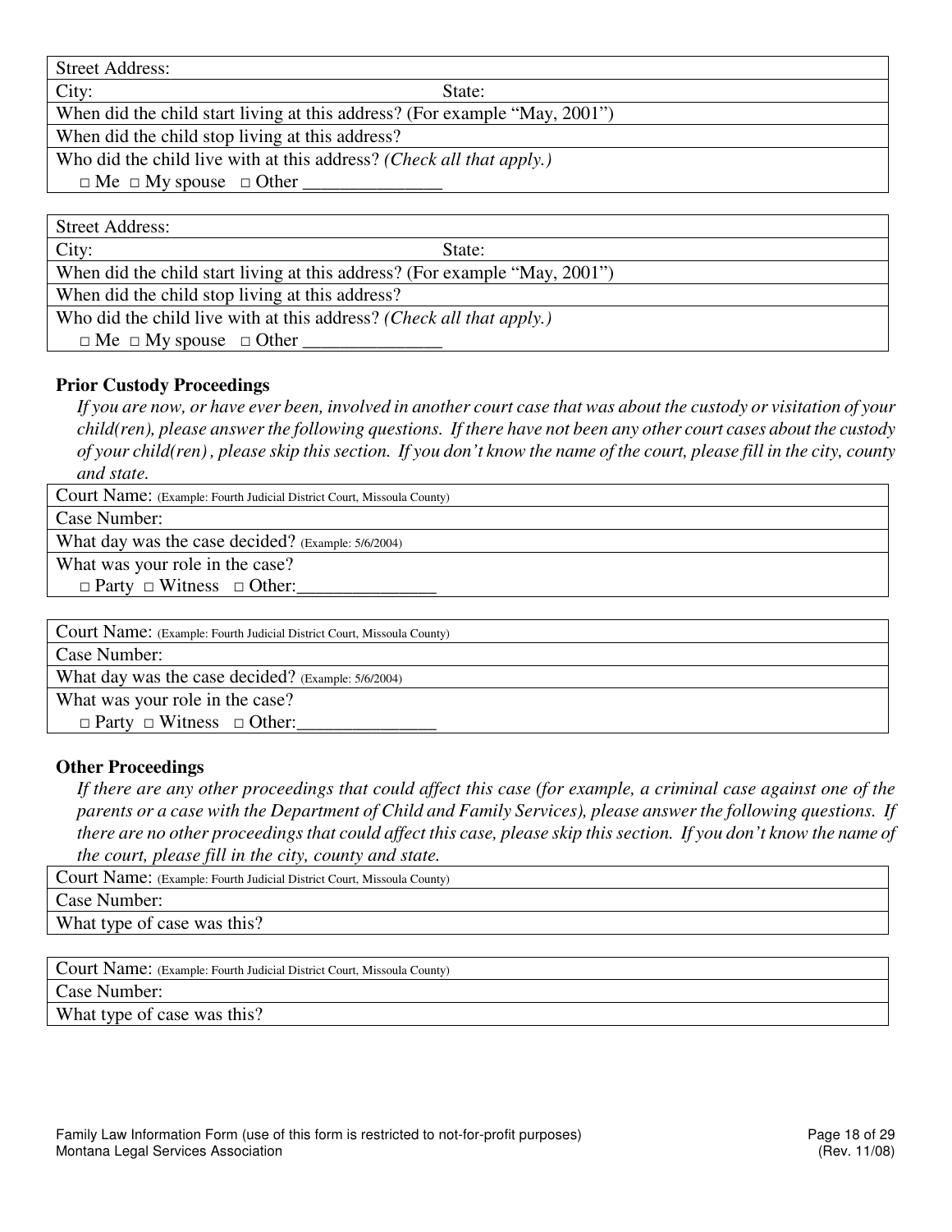| Street Address: |
|---|
| City: State: |
| When did the child start living at this address? (For example "May, 2001") |
| When did the child stop living at this address? |
| Who did the child live with at this address? *(Check all that apply.)* |
| □ Me □ My spouse □ Other _______________ |

| Street Address: |
|---|
| City: State: |
| When did the child start living at this address? (For example "May, 2001") |
| When did the child stop living at this address? |
| Who did the child live with at this address? *(Check all that apply.)* |
| □ Me □ My spouse □ Other _______________ |

### Prior Custody Proceedings

*If you are now, or have ever been, involved in another court case that was about the custody or visitation of your child(ren), please answer the following questions. If there have not been any other court cases about the custody of your child(ren) , please skip this section. If you don't know the name of the court, please fill in the city, county and state.*

| Court Name: (Example: Fourth Judicial District Court, Missoula County) |
|---|
| Case Number: |
| What day was the case decided? (Example: 5/6/2004) |
| What was your role in the case? |
| □ Party □ Witness □ Other:_______________ |

| Court Name: (Example: Fourth Judicial District Court, Missoula County) |
|---|
| Case Number: |
| What day was the case decided? (Example: 5/6/2004) |
| What was your role in the case? |
| □ Party □ Witness □ Other:_______________ |

### Other Proceedings

*If there are any other proceedings that could affect this case (for example, a criminal case against one of the parents or a case with the Department of Child and Family Services), please answer the following questions. If there are no other proceedings that could affect this case, please skip this section. If you don't know the name of the court, please fill in the city, county and state.*

| Court Name: (Example: Fourth Judicial District Court, Missoula County) |
|---|
| Case Number: |
| What type of case was this? |

| Court Name: (Example: Fourth Judicial District Court, Missoula County) |
|---|
| Case Number: |
| What type of case was this? |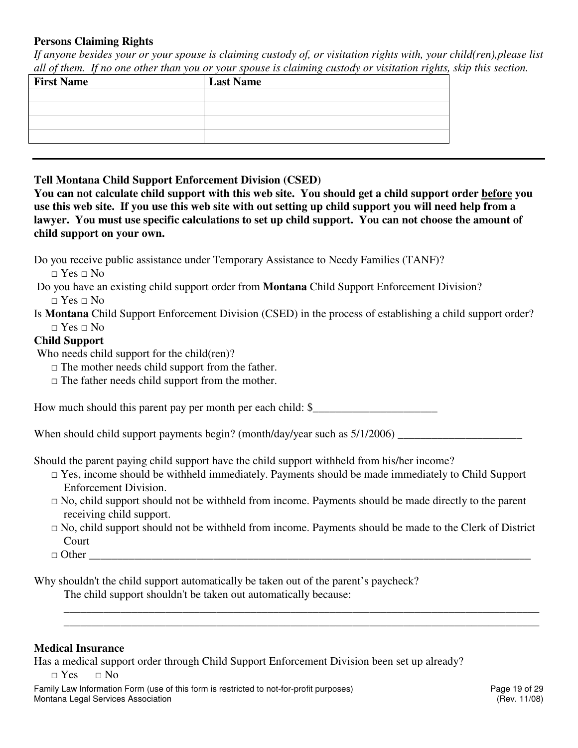### Persons Claiming Rights

*If anyone besides your or your spouse is claiming custody of, or visitation rights with, your child(ren),please list all of them. If no one other than you or your spouse is claiming custody or visitation rights, skip this section.*

| First Name | Last Name |
|---|---|
| | |
| | |
| | |
| | |

---

### Tell Montana Child Support Enforcement Division (CSED)

**You can not calculate child support with this web site. You should get a child support order before you use this web site. If you use this web site with out setting up child support you will need help from a lawyer. You must use specific calculations to set up child support. You can not choose the amount of child support on your own.**

Do you receive public assistance under Temporary Assistance to Needy Families (TANF)?
□ Yes □ No

Do you have an existing child support order from **Montana** Child Support Enforcement Division?
□ Yes □ No

Is **Montana** Child Support Enforcement Division (CSED) in the process of establishing a child support order?
□ Yes □ No

### Child Support

Who needs child support for the child(ren)?

- □ The mother needs child support from the father.
- □ The father needs child support from the mother.

How much should this parent pay per month per each child: $______________________

When should child support payments begin? (month/day/year such as 5/1/2006) ______________________

Should the parent paying child support have the child support withheld from his/her income?

- □ Yes, income should be withheld immediately. Payments should be made immediately to Child Support Enforcement Division.
- □ No, child support should not be withheld from income. Payments should be made directly to the parent receiving child support.
- □ No, child support should not be withheld from income. Payments should be made to the Clerk of District Court
- □ Other ________________________________________________________________________________

Why shouldn't the child support automatically be taken out of the parent's paycheck?

The child support shouldn't be taken out automatically because:

_____________________________________________________________________________________

_____________________________________________________________________________________

### Medical Insurance

Has a medical support order through Child Support Enforcement Division been set up already?
□ Yes □ No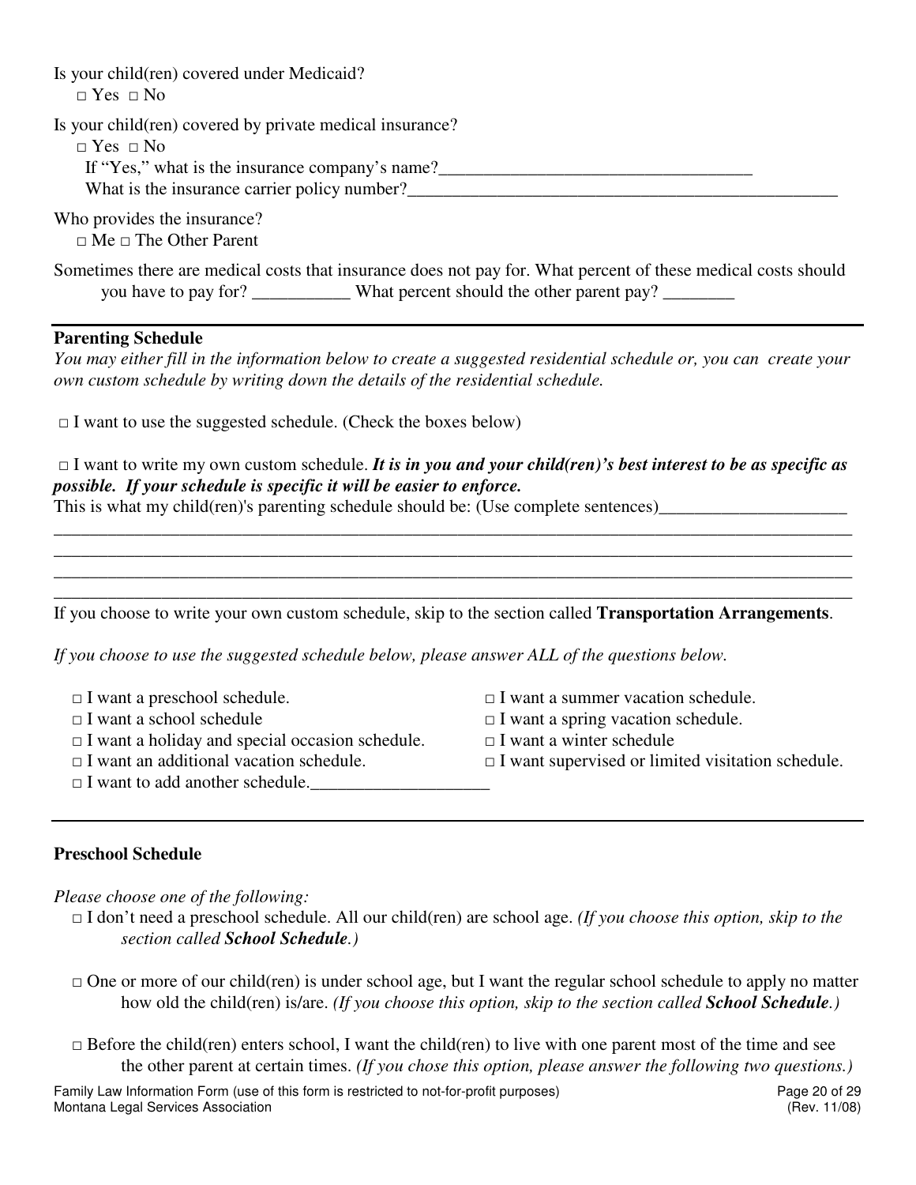Is your child(ren) covered under Medicaid?

□ Yes □ No

Is your child(ren) covered by private medical insurance?

□ Yes □ No

If "Yes," what is the insurance company's name?___________________________________

What is the insurance carrier policy number?_________________________________________________

Who provides the insurance?

□ Me □ The Other Parent

Sometimes there are medical costs that insurance does not pay for. What percent of these medical costs should you have to pay for? ___________ What percent should the other parent pay? ________

---

**Parenting Schedule**

*You may either fill in the information below to create a suggested residential schedule or, you can create your own custom schedule by writing down the details of the residential schedule.*

□ I want to use the suggested schedule. (Check the boxes below)

□ I want to write my own custom schedule. ***It is in you and your child(ren)'s best interest to be as specific as possible. If your schedule is specific it will be easier to enforce.***

This is what my child(ren)'s parenting schedule should be: (Use complete sentences)_____________________

_____________________________________________________________________________________________

_____________________________________________________________________________________________

_____________________________________________________________________________________________

_____________________________________________________________________________________________

If you choose to write your own custom schedule, skip to the section called **Transportation Arrangements**.

*If you choose to use the suggested schedule below, please answer ALL of the questions below.*

□ I want a preschool schedule.

□ I want a school schedule

□ I want a holiday and special occasion schedule.

□ I want an additional vacation schedule.

□ I want to add another schedule.____________________

□ I want a summer vacation schedule.

□ I want a spring vacation schedule.

□ I want a winter schedule

□ I want supervised or limited visitation schedule.

---

**Preschool Schedule**

*Please choose one of the following:*

□ I don't need a preschool schedule. All our child(ren) are school age. *(If you choose this option, skip to the section called **School Schedule**.)*

□ One or more of our child(ren) is under school age, but I want the regular school schedule to apply no matter how old the child(ren) is/are. *(If you choose this option, skip to the section called **School Schedule**.)*

□ Before the child(ren) enters school, I want the child(ren) to live with one parent most of the time and see the other parent at certain times. *(If you chose this option, please answer the following two questions.)*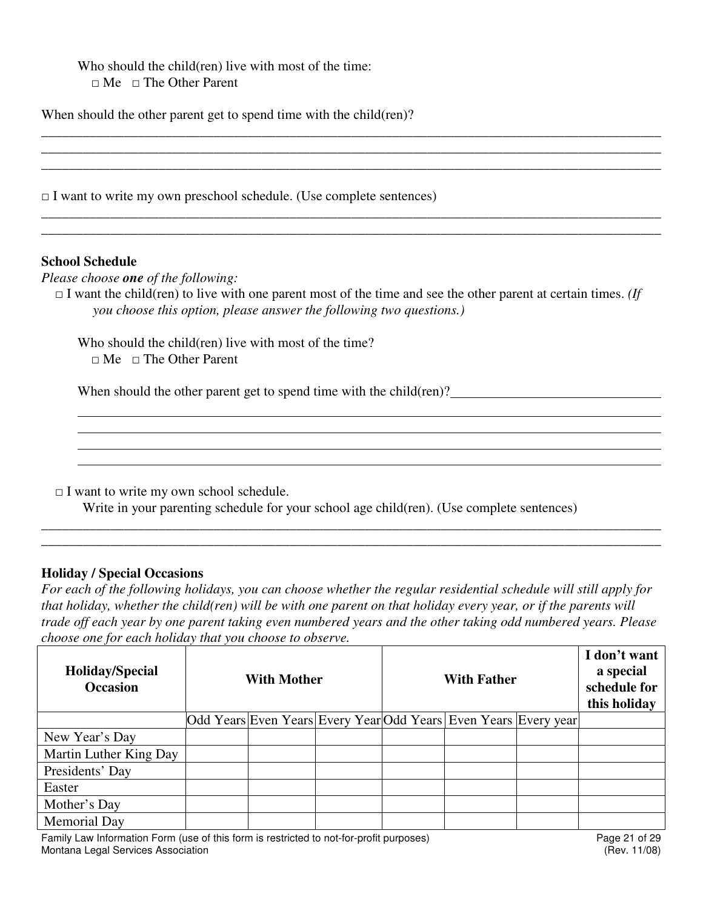Who should the child(ren) live with most of the time:
□ Me □ The Other Parent

When should the other parent get to spend time with the child(ren)?

______________________________________________________________________________
______________________________________________________________________________
______________________________________________________________________________

□ I want to write my own preschool schedule. (Use complete sentences)

______________________________________________________________________________
______________________________________________________________________________

**School Schedule**

*Please choose* ***one*** *of the following:*

□ I want the child(ren) to live with one parent most of the time and see the other parent at certain times. *(If you choose this option, please answer the following two questions.)*

Who should the child(ren) live with most of the time?
□ Me □ The Other Parent

When should the other parent get to spend time with the child(ren)?_______________________________

______________________________________________________________________________
______________________________________________________________________________
______________________________________________________________________________
______________________________________________________________________________

□ I want to write my own school schedule.
Write in your parenting schedule for your school age child(ren). (Use complete sentences)

______________________________________________________________________________
______________________________________________________________________________

**Holiday / Special Occasions**

*For each of the following holidays, you can choose whether the regular residential schedule will still apply for that holiday, whether the child(ren) will be with one parent on that holiday every year, or if the parents will trade off each year by one parent taking even numbered years and the other taking odd numbered years. Please choose one for each holiday that you choose to observe.*

| **Holiday/Special Occasion** | **With Mother** | | | **With Father** | | | **I don't want a special schedule for this holiday** |
|---|---|---|---|---|---|---|---|
| | Odd Years | Even Years | Every Year | Odd Years | Even Years | Every year | |
| New Year's Day | | | | | | | |
| Martin Luther King Day | | | | | | | |
| Presidents' Day | | | | | | | |
| Easter | | | | | | | |
| Mother's Day | | | | | | | |
| Memorial Day | | | | | | | |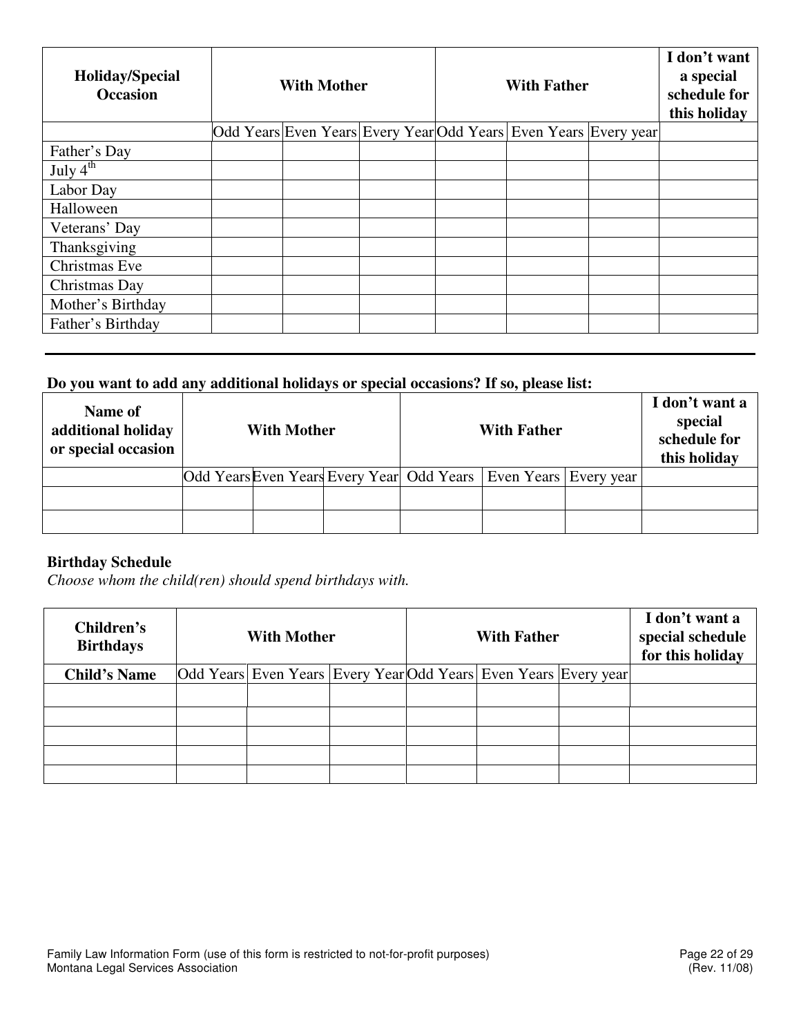| Holiday/Special Occasion | With Mother | | | With Father | | | I don't want a special schedule for this holiday |
|---|---|---|---|---|---|---|---|
| | Odd Years | Even Years | Every Year | Odd Years | Even Years | Every year | |
| Father's Day | | | | | | | |
| July $4^{th}$ | | | | | | | |
| Labor Day | | | | | | | |
| Halloween | | | | | | | |
| Veterans' Day | | | | | | | |
| Thanksgiving | | | | | | | |
| Christmas Eve | | | | | | | |
| Christmas Day | | | | | | | |
| Mother's Birthday | | | | | | | |
| Father's Birthday | | | | | | | |

---

**Do you want to add any additional holidays or special occasions? If so, please list:**

| Name of additional holiday or special occasion | With Mother | | | With Father | | | I don't want a special schedule for this holiday |
|---|---|---|---|---|---|---|---|
| | Odd Years | Even Years | Every Year | Odd Years | Even Years | Every year | |
| | | | | | | | |
| | | | | | | | |

**Birthday Schedule**

*Choose whom the child(ren) should spend birthdays with.*

| Children's Birthdays | With Mother | | | With Father | | | I don't want a special schedule for this holiday |
|---|---|---|---|---|---|---|---|
| **Child's Name** | Odd Years | Even Years | Every Year | Odd Years | Even Years | Every year | |
| | | | | | | | |
| | | | | | | | |
| | | | | | | | |
| | | | | | | | |
| | | | | | | | |

Family Law Information Form (use of this form is restricted to not-for-profit purposes)
Montana Legal Services Association

(Rev. 11/08)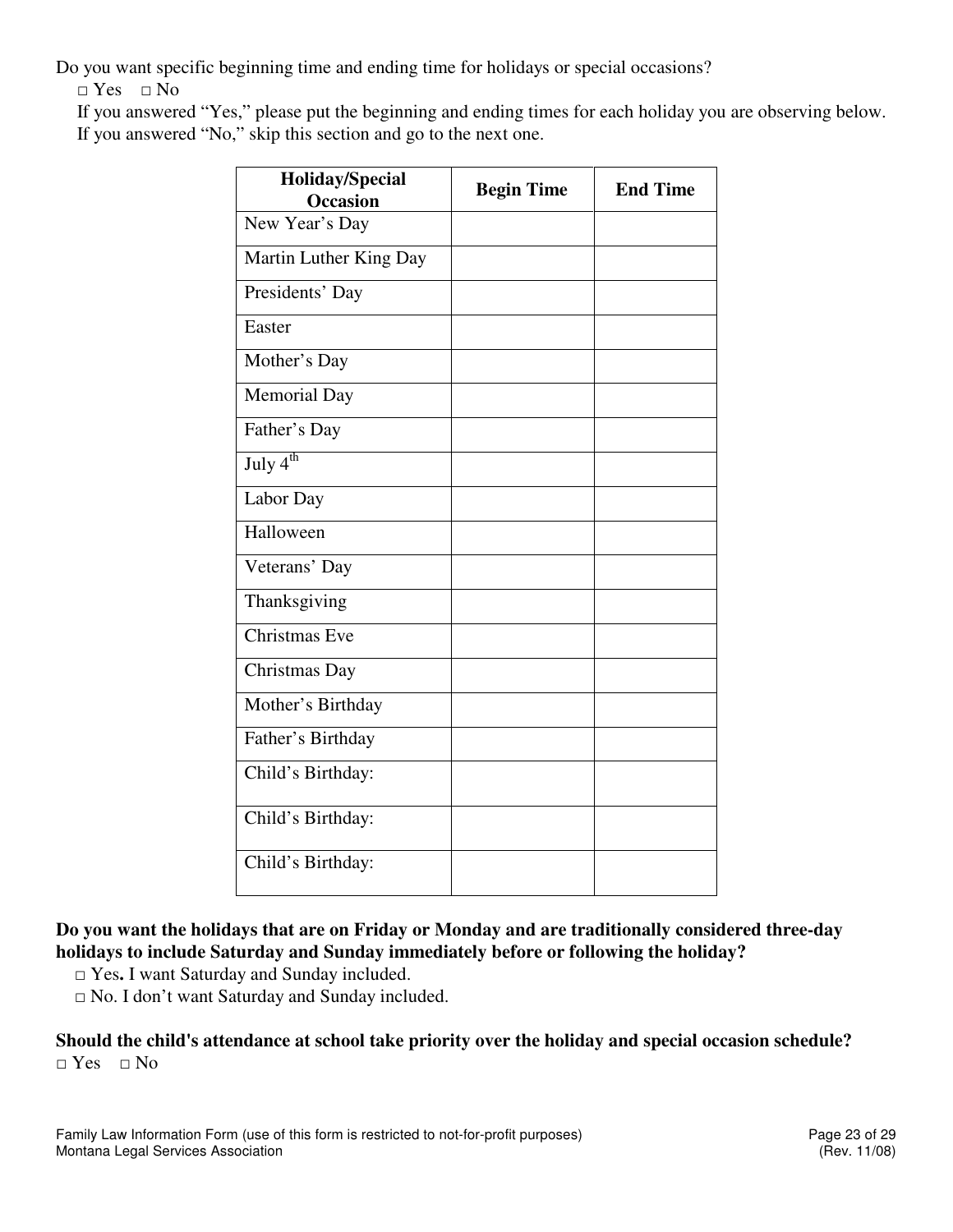Do you want specific beginning time and ending time for holidays or special occasions?

□ Yes □ No

If you answered "Yes," please put the beginning and ending times for each holiday you are observing below. If you answered "No," skip this section and go to the next one.

| Holiday/Special Occasion | Begin Time | End Time |
|---|---|---|
| New Year's Day | | |
| Martin Luther King Day | | |
| Presidents' Day | | |
| Easter | | |
| Mother's Day | | |
| Memorial Day | | |
| Father's Day | | |
| July 4th | | |
| Labor Day | | |
| Halloween | | |
| Veterans' Day | | |
| Thanksgiving | | |
| Christmas Eve | | |
| Christmas Day | | |
| Mother's Birthday | | |
| Father's Birthday | | |
| Child's Birthday: | | |
| Child's Birthday: | | |
| Child's Birthday: | | |

**Do you want the holidays that are on Friday or Monday and are traditionally considered three-day holidays to include Saturday and Sunday immediately before or following the holiday?**

□ Yes**.** I want Saturday and Sunday included.

□ No. I don't want Saturday and Sunday included.

**Should the child's attendance at school take priority over the holiday and special occasion schedule?**

□ Yes □ No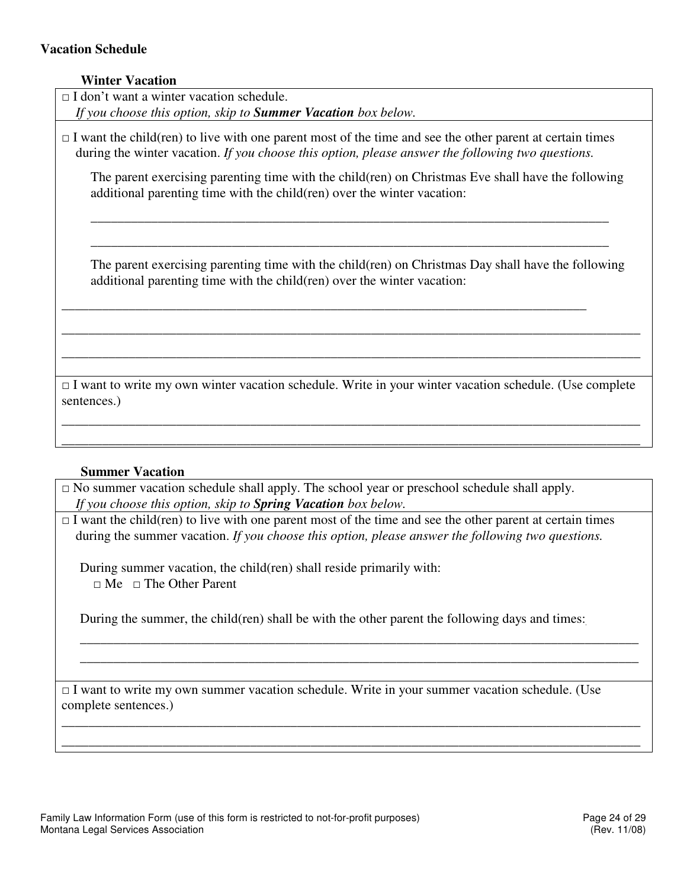**Vacation Schedule**

**Winter Vacation**

□ I don't want a winter vacation schedule.
*If you choose this option, skip to **Summer Vacation** box below.*

□ I want the child(ren) to live with one parent most of the time and see the other parent at certain times during the winter vacation. *If you choose this option, please answer the following two questions.*

The parent exercising parenting time with the child(ren) on Christmas Eve shall have the following additional parenting time with the child(ren) over the winter vacation:

\_\_\_\_\_\_\_\_\_\_\_\_\_\_\_\_\_\_\_\_\_\_\_\_\_\_\_\_\_\_\_\_\_\_\_\_\_\_\_\_\_\_\_\_\_\_\_\_\_\_\_\_\_\_\_\_\_\_\_\_\_\_\_\_\_\_\_\_\_\_\_\_

\_\_\_\_\_\_\_\_\_\_\_\_\_\_\_\_\_\_\_\_\_\_\_\_\_\_\_\_\_\_\_\_\_\_\_\_\_\_\_\_\_\_\_\_\_\_\_\_\_\_\_\_\_\_\_\_\_\_\_\_\_\_\_\_\_\_\_\_\_\_\_\_

The parent exercising parenting time with the child(ren) on Christmas Day shall have the following additional parenting time with the child(ren) over the winter vacation:

\_\_\_\_\_\_\_\_\_\_\_\_\_\_\_\_\_\_\_\_\_\_\_\_\_\_\_\_\_\_\_\_\_\_\_\_\_\_\_\_\_\_\_\_\_\_\_\_\_\_\_\_\_\_\_\_\_\_\_\_\_\_\_\_\_\_\_\_\_\_\_\_

\_\_\_\_\_\_\_\_\_\_\_\_\_\_\_\_\_\_\_\_\_\_\_\_\_\_\_\_\_\_\_\_\_\_\_\_\_\_\_\_\_\_\_\_\_\_\_\_\_\_\_\_\_\_\_\_\_\_\_\_\_\_\_\_\_\_\_\_\_\_\_\_

\_\_\_\_\_\_\_\_\_\_\_\_\_\_\_\_\_\_\_\_\_\_\_\_\_\_\_\_\_\_\_\_\_\_\_\_\_\_\_\_\_\_\_\_\_\_\_\_\_\_\_\_\_\_\_\_\_\_\_\_\_\_\_\_\_\_\_\_\_\_\_\_

□ I want to write my own winter vacation schedule. Write in your winter vacation schedule. (Use complete sentences.)

\_\_\_\_\_\_\_\_\_\_\_\_\_\_\_\_\_\_\_\_\_\_\_\_\_\_\_\_\_\_\_\_\_\_\_\_\_\_\_\_\_\_\_\_\_\_\_\_\_\_\_\_\_\_\_\_\_\_\_\_\_\_\_\_\_\_\_\_\_\_\_\_

\_\_\_\_\_\_\_\_\_\_\_\_\_\_\_\_\_\_\_\_\_\_\_\_\_\_\_\_\_\_\_\_\_\_\_\_\_\_\_\_\_\_\_\_\_\_\_\_\_\_\_\_\_\_\_\_\_\_\_\_\_\_\_\_\_\_\_\_\_\_\_\_

**Summer Vacation**

□ No summer vacation schedule shall apply. The school year or preschool schedule shall apply.
*If you choose this option, skip to **Spring Vacation** box below.*

□ I want the child(ren) to live with one parent most of the time and see the other parent at certain times during the summer vacation. *If you choose this option, please answer the following two questions.*

During summer vacation, the child(ren) shall reside primarily with:
□ Me □ The Other Parent

During the summer, the child(ren) shall be with the other parent the following days and times:

\_\_\_\_\_\_\_\_\_\_\_\_\_\_\_\_\_\_\_\_\_\_\_\_\_\_\_\_\_\_\_\_\_\_\_\_\_\_\_\_\_\_\_\_\_\_\_\_\_\_\_\_\_\_\_\_\_\_\_\_\_\_\_\_\_\_\_\_\_\_\_\_

\_\_\_\_\_\_\_\_\_\_\_\_\_\_\_\_\_\_\_\_\_\_\_\_\_\_\_\_\_\_\_\_\_\_\_\_\_\_\_\_\_\_\_\_\_\_\_\_\_\_\_\_\_\_\_\_\_\_\_\_\_\_\_\_\_\_\_\_\_\_\_\_

□ I want to write my own summer vacation schedule. Write in your summer vacation schedule. (Use complete sentences.)

\_\_\_\_\_\_\_\_\_\_\_\_\_\_\_\_\_\_\_\_\_\_\_\_\_\_\_\_\_\_\_\_\_\_\_\_\_\_\_\_\_\_\_\_\_\_\_\_\_\_\_\_\_\_\_\_\_\_\_\_\_\_\_\_\_\_\_\_\_\_\_\_

\_\_\_\_\_\_\_\_\_\_\_\_\_\_\_\_\_\_\_\_\_\_\_\_\_\_\_\_\_\_\_\_\_\_\_\_\_\_\_\_\_\_\_\_\_\_\_\_\_\_\_\_\_\_\_\_\_\_\_\_\_\_\_\_\_\_\_\_\_\_\_\_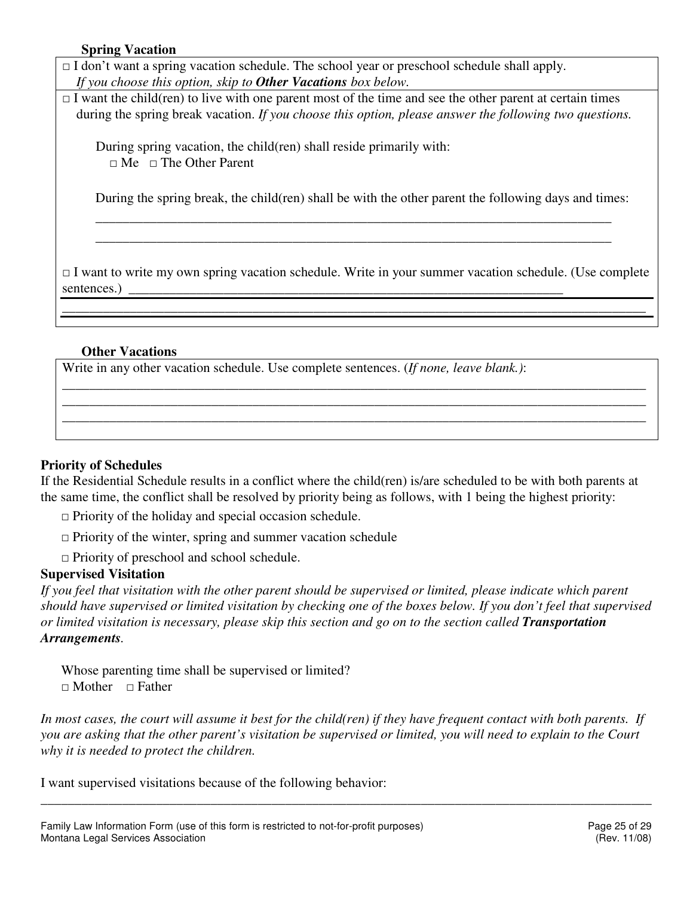**Spring Vacation**

□ I don't want a spring vacation schedule. The school year or preschool schedule shall apply.
*If you choose this option, skip to **Other Vacations** box below.*

□ I want the child(ren) to live with one parent most of the time and see the other parent at certain times during the spring break vacation. *If you choose this option, please answer the following two questions.*

During spring vacation, the child(ren) shall reside primarily with:
□ Me □ The Other Parent

During the spring break, the child(ren) shall be with the other parent the following days and times:

_______________________________________________________________________________

_______________________________________________________________________________

□ I want to write my own spring vacation schedule. Write in your summer vacation schedule. (Use complete sentences.) _______________________________________________________________

_______________________________________________________________________________

**Other Vacations**

Write in any other vacation schedule. Use complete sentences. (*If none, leave blank.)*:

_______________________________________________________________________________

_______________________________________________________________________________

_______________________________________________________________________________

**Priority of Schedules**

If the Residential Schedule results in a conflict where the child(ren) is/are scheduled to be with both parents at the same time, the conflict shall be resolved by priority being as follows, with 1 being the highest priority:

□ Priority of the holiday and special occasion schedule.

□ Priority of the winter, spring and summer vacation schedule

□ Priority of preschool and school schedule.

**Supervised Visitation**

*If you feel that visitation with the other parent should be supervised or limited, please indicate which parent should have supervised or limited visitation by checking one of the boxes below. If you don't feel that supervised or limited visitation is necessary, please skip this section and go on to the section called **Transportation Arrangements**.*

Whose parenting time shall be supervised or limited?
□ Mother □ Father

*In most cases, the court will assume it best for the child(ren) if they have frequent contact with both parents. If you are asking that the other parent's visitation be supervised or limited, you will need to explain to the Court why it is needed to protect the children.*

I want supervised visitations because of the following behavior:

_______________________________________________________________________________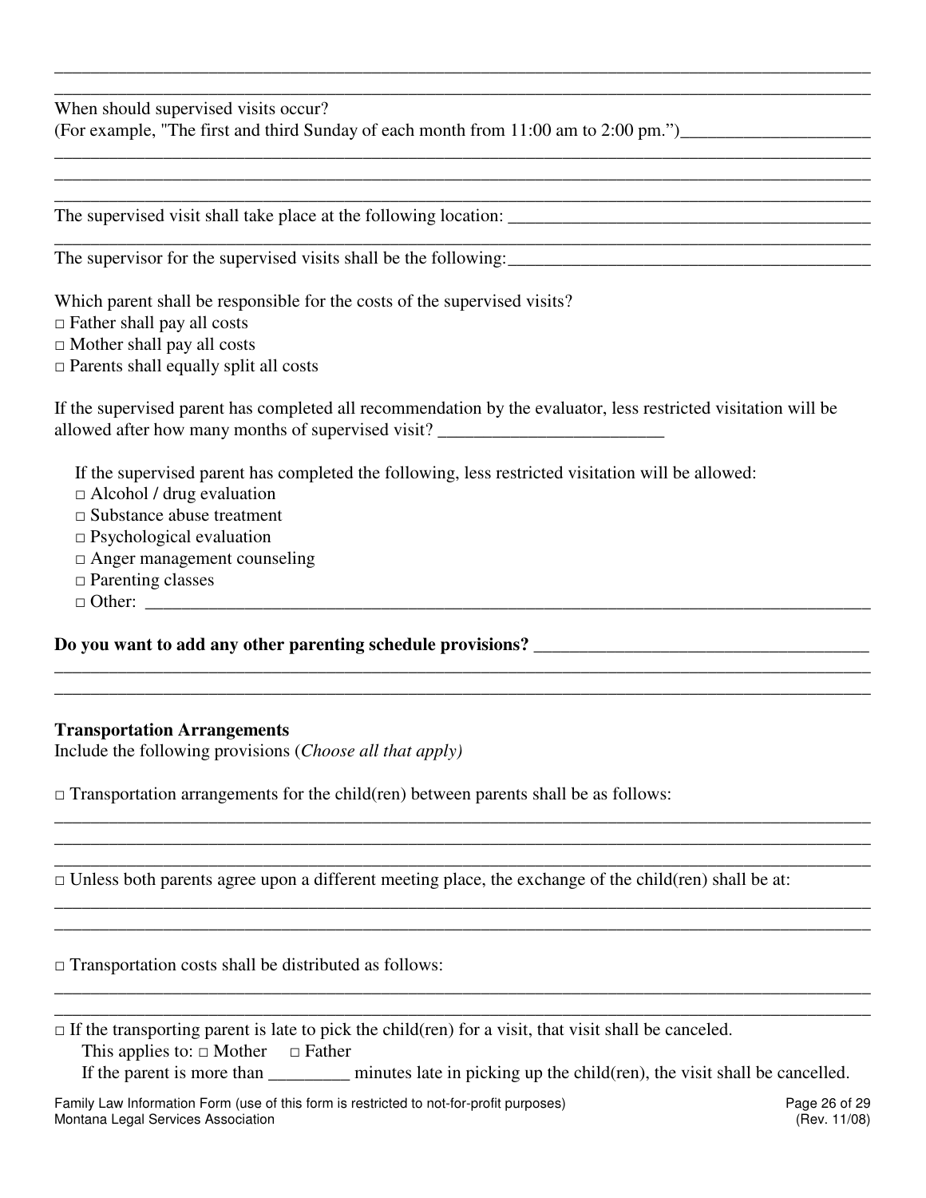\_\_\_\_\_\_\_\_\_\_\_\_\_\_\_\_\_\_\_\_\_\_\_\_\_\_\_\_\_\_\_\_\_\_\_\_\_\_\_\_\_\_\_\_\_\_\_\_\_\_\_\_\_\_\_\_\_\_\_\_\_\_\_\_\_\_\_\_\_\_\_\_\_\_\_\_\_\_

\_\_\_\_\_\_\_\_\_\_\_\_\_\_\_\_\_\_\_\_\_\_\_\_\_\_\_\_\_\_\_\_\_\_\_\_\_\_\_\_\_\_\_\_\_\_\_\_\_\_\_\_\_\_\_\_\_\_\_\_\_\_\_\_\_\_\_\_\_\_\_\_\_\_\_\_\_\_

When should supervised visits occur?
(For example, "The first and third Sunday of each month from 11:00 am to 2:00 pm.")\_\_\_\_\_\_\_\_\_\_\_\_\_\_\_\_\_\_\_\_

\_\_\_\_\_\_\_\_\_\_\_\_\_\_\_\_\_\_\_\_\_\_\_\_\_\_\_\_\_\_\_\_\_\_\_\_\_\_\_\_\_\_\_\_\_\_\_\_\_\_\_\_\_\_\_\_\_\_\_\_\_\_\_\_\_\_\_\_\_\_\_\_\_\_\_\_\_\_

\_\_\_\_\_\_\_\_\_\_\_\_\_\_\_\_\_\_\_\_\_\_\_\_\_\_\_\_\_\_\_\_\_\_\_\_\_\_\_\_\_\_\_\_\_\_\_\_\_\_\_\_\_\_\_\_\_\_\_\_\_\_\_\_\_\_\_\_\_\_\_\_\_\_\_\_\_\_

\_\_\_\_\_\_\_\_\_\_\_\_\_\_\_\_\_\_\_\_\_\_\_\_\_\_\_\_\_\_\_\_\_\_\_\_\_\_\_\_\_\_\_\_\_\_\_\_\_\_\_\_\_\_\_\_\_\_\_\_\_\_\_\_\_\_\_\_\_\_\_\_\_\_\_\_\_\_

The supervised visit shall take place at the following location: \_\_\_\_\_\_\_\_\_\_\_\_\_\_\_\_\_\_\_\_\_\_\_\_\_\_\_\_\_\_\_\_\_\_\_\_\_\_\_\_

\_\_\_\_\_\_\_\_\_\_\_\_\_\_\_\_\_\_\_\_\_\_\_\_\_\_\_\_\_\_\_\_\_\_\_\_\_\_\_\_\_\_\_\_\_\_\_\_\_\_\_\_\_\_\_\_\_\_\_\_\_\_\_\_\_\_\_\_\_\_\_\_\_\_\_\_\_\_

The supervisor for the supervised visits shall be the following:\_\_\_\_\_\_\_\_\_\_\_\_\_\_\_\_\_\_\_\_\_\_\_\_\_\_\_\_\_\_\_\_\_\_\_\_\_\_\_\_

Which parent shall be responsible for the costs of the supervised visits?
□ Father shall pay all costs
□ Mother shall pay all costs
□ Parents shall equally split all costs

If the supervised parent has completed all recommendation by the evaluator, less restricted visitation will be allowed after how many months of supervised visit? \_\_\_\_\_\_\_\_\_\_\_\_\_\_\_\_\_\_\_\_\_\_\_\_\_

If the supervised parent has completed the following, less restricted visitation will be allowed:
□ Alcohol / drug evaluation
□ Substance abuse treatment
□ Psychological evaluation
□ Anger management counseling
□ Parenting classes
□ Other: \_\_\_\_\_\_\_\_\_\_\_\_\_\_\_\_\_\_\_\_\_\_\_\_\_\_\_\_\_\_\_\_\_\_\_\_\_\_\_\_\_\_\_\_\_\_\_\_\_\_\_\_\_\_\_\_\_\_\_\_\_\_\_\_\_\_\_\_\_\_\_\_\_\_

**Do you want to add any other parenting schedule provisions?** \_\_\_\_\_\_\_\_\_\_\_\_\_\_\_\_\_\_\_\_\_\_\_\_\_\_\_\_\_\_\_\_\_\_\_\_\_

\_\_\_\_\_\_\_\_\_\_\_\_\_\_\_\_\_\_\_\_\_\_\_\_\_\_\_\_\_\_\_\_\_\_\_\_\_\_\_\_\_\_\_\_\_\_\_\_\_\_\_\_\_\_\_\_\_\_\_\_\_\_\_\_\_\_\_\_\_\_\_\_\_\_\_\_\_\_

\_\_\_\_\_\_\_\_\_\_\_\_\_\_\_\_\_\_\_\_\_\_\_\_\_\_\_\_\_\_\_\_\_\_\_\_\_\_\_\_\_\_\_\_\_\_\_\_\_\_\_\_\_\_\_\_\_\_\_\_\_\_\_\_\_\_\_\_\_\_\_\_\_\_\_\_\_\_

**Transportation Arrangements**
Include the following provisions (*Choose all that apply)*

□ Transportation arrangements for the child(ren) between parents shall be as follows:

\_\_\_\_\_\_\_\_\_\_\_\_\_\_\_\_\_\_\_\_\_\_\_\_\_\_\_\_\_\_\_\_\_\_\_\_\_\_\_\_\_\_\_\_\_\_\_\_\_\_\_\_\_\_\_\_\_\_\_\_\_\_\_\_\_\_\_\_\_\_\_\_\_\_\_\_\_\_

\_\_\_\_\_\_\_\_\_\_\_\_\_\_\_\_\_\_\_\_\_\_\_\_\_\_\_\_\_\_\_\_\_\_\_\_\_\_\_\_\_\_\_\_\_\_\_\_\_\_\_\_\_\_\_\_\_\_\_\_\_\_\_\_\_\_\_\_\_\_\_\_\_\_\_\_\_\_

\_\_\_\_\_\_\_\_\_\_\_\_\_\_\_\_\_\_\_\_\_\_\_\_\_\_\_\_\_\_\_\_\_\_\_\_\_\_\_\_\_\_\_\_\_\_\_\_\_\_\_\_\_\_\_\_\_\_\_\_\_\_\_\_\_\_\_\_\_\_\_\_\_\_\_\_\_\_

□ Unless both parents agree upon a different meeting place, the exchange of the child(ren) shall be at:

\_\_\_\_\_\_\_\_\_\_\_\_\_\_\_\_\_\_\_\_\_\_\_\_\_\_\_\_\_\_\_\_\_\_\_\_\_\_\_\_\_\_\_\_\_\_\_\_\_\_\_\_\_\_\_\_\_\_\_\_\_\_\_\_\_\_\_\_\_\_\_\_\_\_\_\_\_\_

\_\_\_\_\_\_\_\_\_\_\_\_\_\_\_\_\_\_\_\_\_\_\_\_\_\_\_\_\_\_\_\_\_\_\_\_\_\_\_\_\_\_\_\_\_\_\_\_\_\_\_\_\_\_\_\_\_\_\_\_\_\_\_\_\_\_\_\_\_\_\_\_\_\_\_\_\_\_

□ Transportation costs shall be distributed as follows:

\_\_\_\_\_\_\_\_\_\_\_\_\_\_\_\_\_\_\_\_\_\_\_\_\_\_\_\_\_\_\_\_\_\_\_\_\_\_\_\_\_\_\_\_\_\_\_\_\_\_\_\_\_\_\_\_\_\_\_\_\_\_\_\_\_\_\_\_\_\_\_\_\_\_\_\_\_\_

\_\_\_\_\_\_\_\_\_\_\_\_\_\_\_\_\_\_\_\_\_\_\_\_\_\_\_\_\_\_\_\_\_\_\_\_\_\_\_\_\_\_\_\_\_\_\_\_\_\_\_\_\_\_\_\_\_\_\_\_\_\_\_\_\_\_\_\_\_\_\_\_\_\_\_\_\_\_

□ If the transporting parent is late to pick the child(ren) for a visit, that visit shall be canceled.
This applies to: □ Mother □ Father
If the parent is more than \_\_\_\_\_\_\_\_\_ minutes late in picking up the child(ren), the visit shall be cancelled.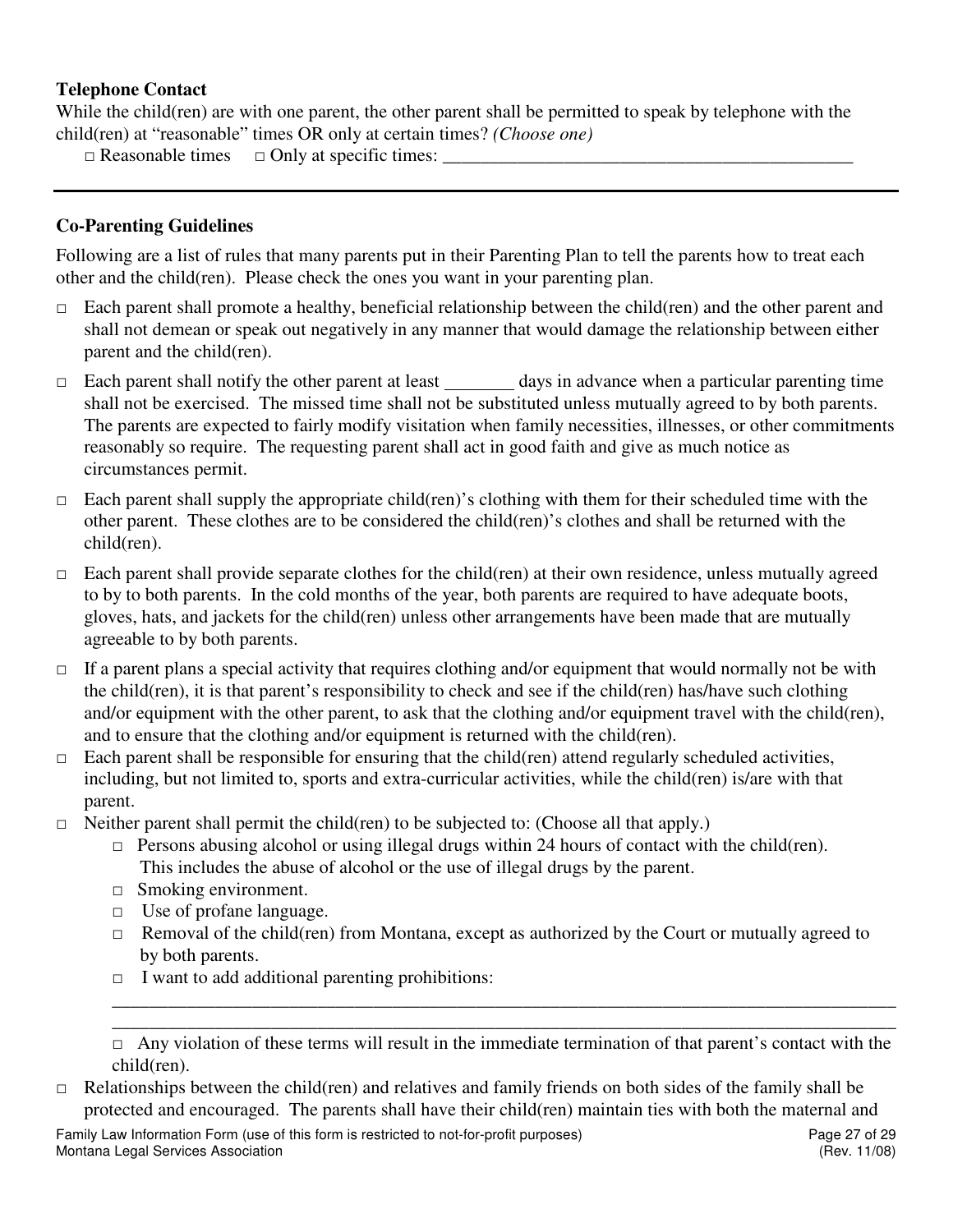**Telephone Contact**

While the child(ren) are with one parent, the other parent shall be permitted to speak by telephone with the child(ren) at "reasonable" times OR only at certain times? *(Choose one)*

□ Reasonable times □ Only at specific times: ____________________________________________

---

**Co-Parenting Guidelines**

Following are a list of rules that many parents put in their Parenting Plan to tell the parents how to treat each other and the child(ren). Please check the ones you want in your parenting plan.

- □ Each parent shall promote a healthy, beneficial relationship between the child(ren) and the other parent and shall not demean or speak out negatively in any manner that would damage the relationship between either parent and the child(ren).
- □ Each parent shall notify the other parent at least _______ days in advance when a particular parenting time shall not be exercised. The missed time shall not be substituted unless mutually agreed to by both parents. The parents are expected to fairly modify visitation when family necessities, illnesses, or other commitments reasonably so require. The requesting parent shall act in good faith and give as much notice as circumstances permit.
- □ Each parent shall supply the appropriate child(ren)'s clothing with them for their scheduled time with the other parent. These clothes are to be considered the child(ren)'s clothes and shall be returned with the child(ren).
- □ Each parent shall provide separate clothes for the child(ren) at their own residence, unless mutually agreed to by to both parents. In the cold months of the year, both parents are required to have adequate boots, gloves, hats, and jackets for the child(ren) unless other arrangements have been made that are mutually agreeable to by both parents.
- □ If a parent plans a special activity that requires clothing and/or equipment that would normally not be with the child(ren), it is that parent's responsibility to check and see if the child(ren) has/have such clothing and/or equipment with the other parent, to ask that the clothing and/or equipment travel with the child(ren), and to ensure that the clothing and/or equipment is returned with the child(ren).
- □ Each parent shall be responsible for ensuring that the child(ren) attend regularly scheduled activities, including, but not limited to, sports and extra-curricular activities, while the child(ren) is/are with that parent.
- □ Neither parent shall permit the child(ren) to be subjected to: (Choose all that apply.)
  - □ Persons abusing alcohol or using illegal drugs within 24 hours of contact with the child(ren). This includes the abuse of alcohol or the use of illegal drugs by the parent.
  - □ Smoking environment.
  - □ Use of profane language.
  - □ Removal of the child(ren) from Montana, except as authorized by the Court or mutually agreed to by both parents.
  - □ I want to add additional parenting prohibitions:

    ________________________________________________________________________________

    ________________________________________________________________________________

  □ Any violation of these terms will result in the immediate termination of that parent's contact with the child(ren).
- □ Relationships between the child(ren) and relatives and family friends on both sides of the family shall be protected and encouraged. The parents shall have their child(ren) maintain ties with both the maternal and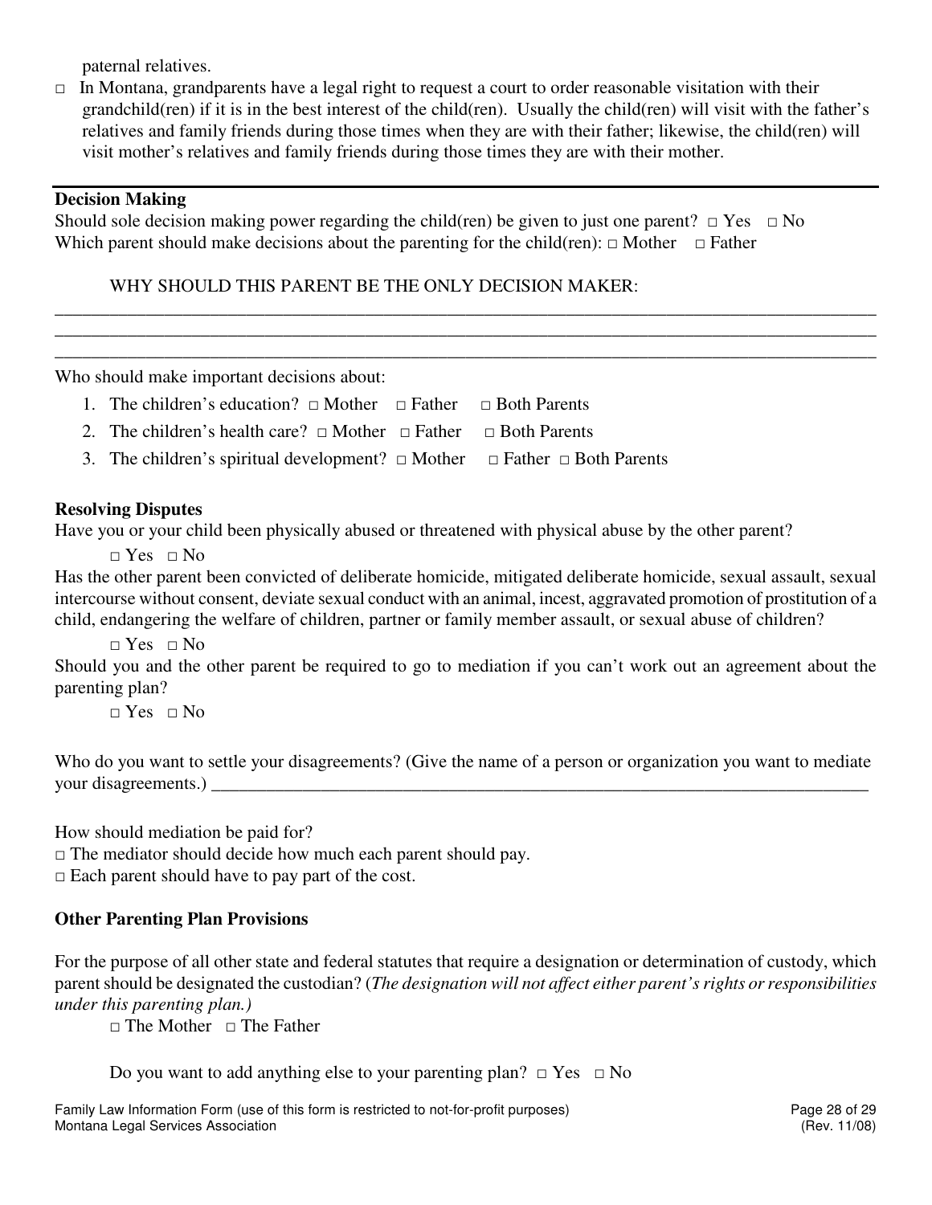paternal relatives.

□ In Montana, grandparents have a legal right to request a court to order reasonable visitation with their grandchild(ren) if it is in the best interest of the child(ren). Usually the child(ren) will visit with the father's relatives and family friends during those times when they are with their father; likewise, the child(ren) will visit mother's relatives and family friends during those times they are with their mother.

---

**Decision Making**

Should sole decision making power regarding the child(ren) be given to just one parent? □ Yes □ No

Which parent should make decisions about the parenting for the child(ren): □ Mother □ Father

WHY SHOULD THIS PARENT BE THE ONLY DECISION MAKER:

\_\_\_\_\_\_\_\_\_\_\_\_\_\_\_\_\_\_\_\_\_\_\_\_\_\_\_\_\_\_\_\_\_\_\_\_\_\_\_\_\_\_\_\_\_\_\_\_\_\_\_\_\_\_\_\_\_\_\_\_\_\_\_\_\_\_\_\_\_\_\_\_\_\_\_\_\_\_\_\_\_\_\_\_\_\_\_\_
\_\_\_\_\_\_\_\_\_\_\_\_\_\_\_\_\_\_\_\_\_\_\_\_\_\_\_\_\_\_\_\_\_\_\_\_\_\_\_\_\_\_\_\_\_\_\_\_\_\_\_\_\_\_\_\_\_\_\_\_\_\_\_\_\_\_\_\_\_\_\_\_\_\_\_\_\_\_\_\_\_\_\_\_\_\_\_\_
\_\_\_\_\_\_\_\_\_\_\_\_\_\_\_\_\_\_\_\_\_\_\_\_\_\_\_\_\_\_\_\_\_\_\_\_\_\_\_\_\_\_\_\_\_\_\_\_\_\_\_\_\_\_\_\_\_\_\_\_\_\_\_\_\_\_\_\_\_\_\_\_\_\_\_\_\_\_\_\_\_\_\_\_\_\_\_\_

Who should make important decisions about:

1. The children's education? □ Mother □ Father □ Both Parents
2. The children's health care? □ Mother □ Father □ Both Parents
3. The children's spiritual development? □ Mother □ Father □ Both Parents

**Resolving Disputes**

Have you or your child been physically abused or threatened with physical abuse by the other parent?

□ Yes □ No

Has the other parent been convicted of deliberate homicide, mitigated deliberate homicide, sexual assault, sexual intercourse without consent, deviate sexual conduct with an animal, incest, aggravated promotion of prostitution of a child, endangering the welfare of children, partner or family member assault, or sexual abuse of children?

□ Yes □ No

Should you and the other parent be required to go to mediation if you can't work out an agreement about the parenting plan?

□ Yes □ No

Who do you want to settle your disagreements? (Give the name of a person or organization you want to mediate your disagreements.) \_\_\_\_\_\_\_\_\_\_\_\_\_\_\_\_\_\_\_\_\_\_\_\_\_\_\_\_\_\_\_\_\_\_\_\_\_\_\_\_\_\_\_\_\_\_\_\_\_\_\_\_\_\_\_\_\_\_\_\_\_\_\_\_\_\_\_\_\_\_\_\_\_\_

How should mediation be paid for?

□ The mediator should decide how much each parent should pay.

□ Each parent should have to pay part of the cost.

**Other Parenting Plan Provisions**

For the purpose of all other state and federal statutes that require a designation or determination of custody, which parent should be designated the custodian? (*The designation will not affect either parent's rights or responsibilities under this parenting plan.)*

□ The Mother □ The Father

Do you want to add anything else to your parenting plan? □ Yes □ No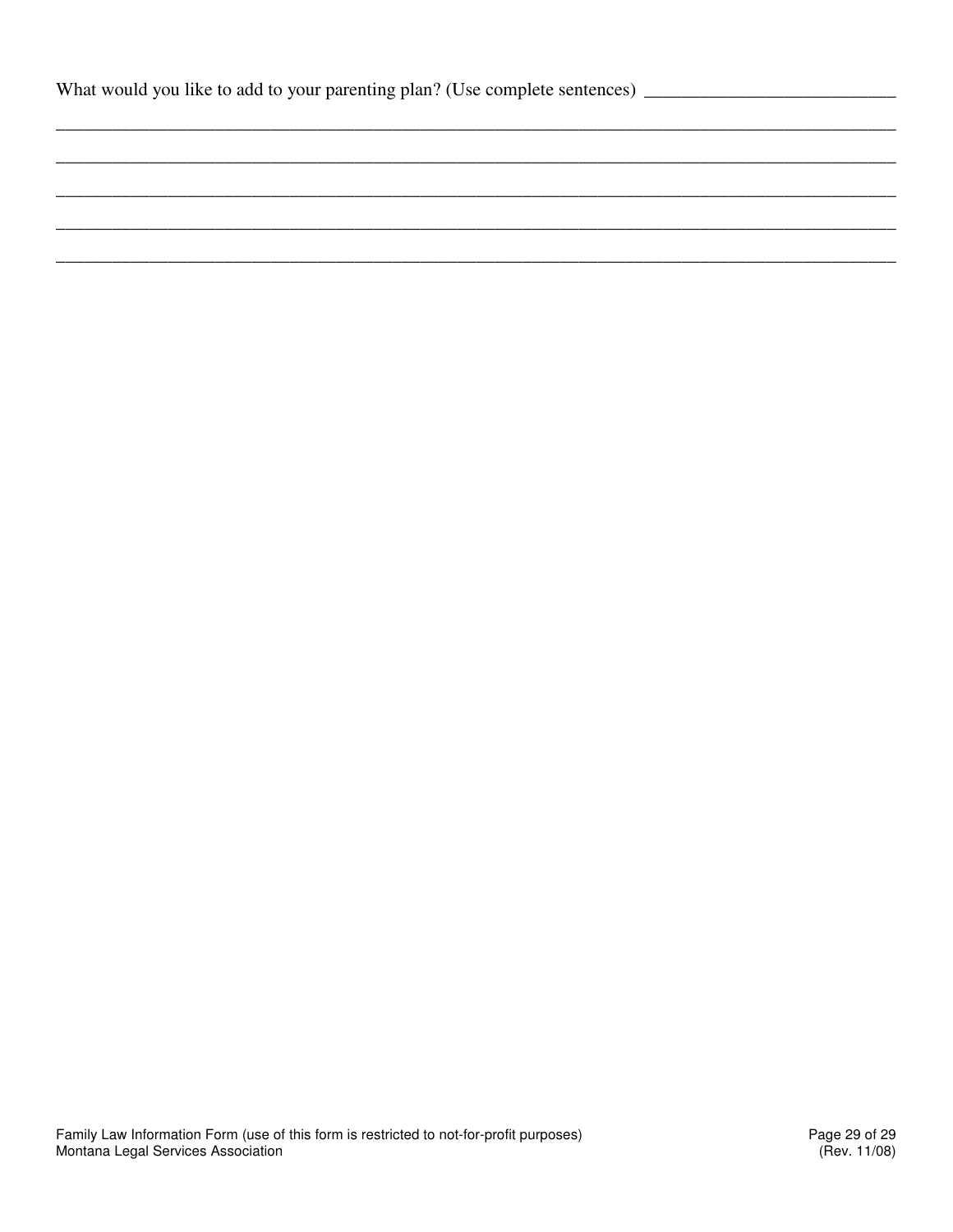What would you like to add to your parenting plan? (Use complete sentences) ___________________________

___________________________________________________________________________________________

___________________________________________________________________________________________

___________________________________________________________________________________________

___________________________________________________________________________________________

___________________________________________________________________________________________